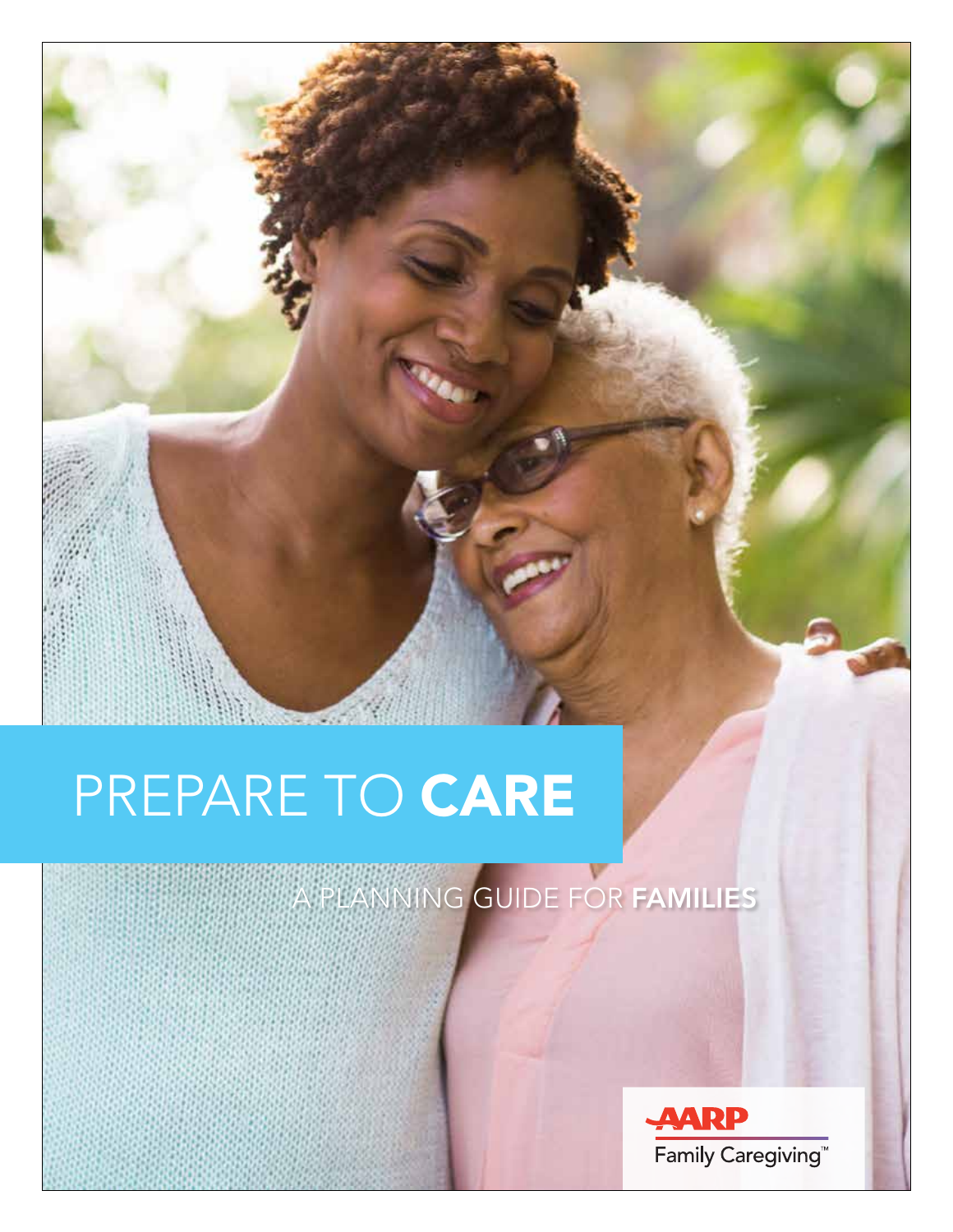# PREPARE TO **CARE**

## A PLANNING GUIDE FOR **FAMILIES**

AARP Family Caregiving™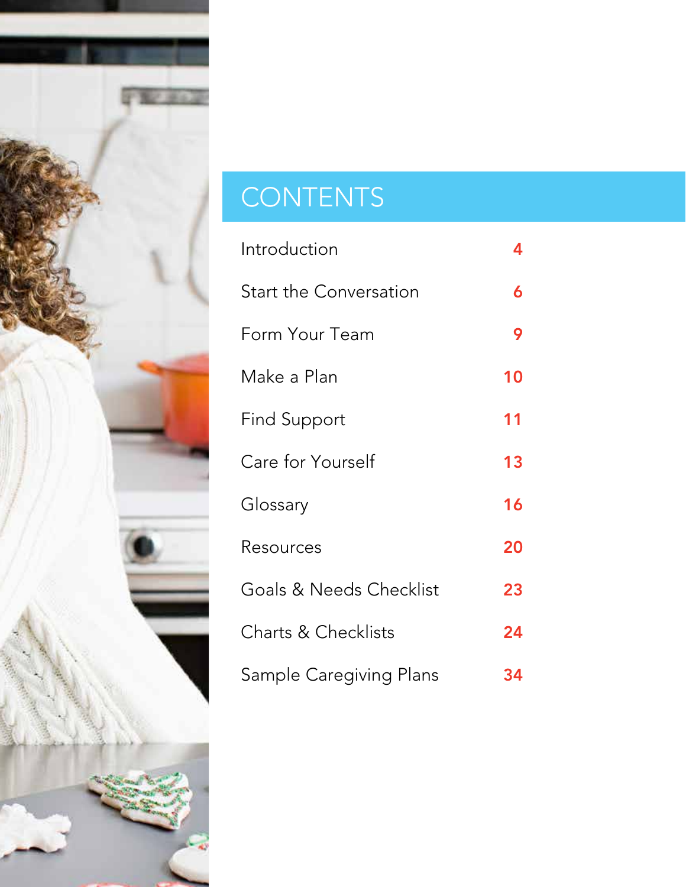# CONTENTS

| | |
|---|---|
| Introduction | 4 |
| Start the Conversation | 6 |
| Form Your Team | 9 |
| Make a Plan | 10 |
| Find Support | 11 |
| Care for Yourself | 13 |
| Glossary | 16 |
| Resources | 20 |
| Goals & Needs Checklist | 23 |
| Charts & Checklists | 24 |
| Sample Caregiving Plans | 34 |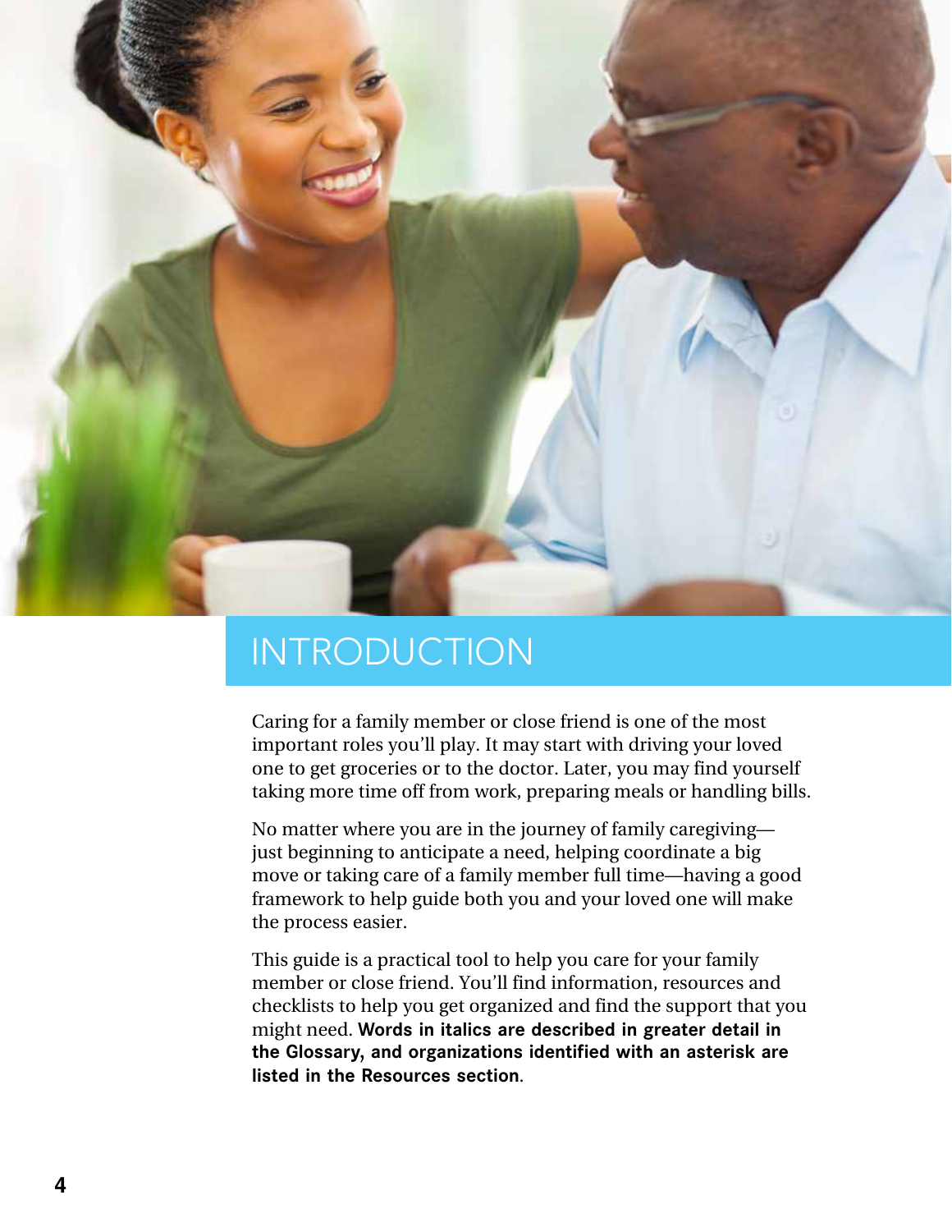# INTRODUCTION

Caring for a family member or close friend is one of the most important roles you'll play. It may start with driving your loved one to get groceries or to the doctor. Later, you may find yourself taking more time off from work, preparing meals or handling bills.

No matter where you are in the journey of family caregiving—just beginning to anticipate a need, helping coordinate a big move or taking care of a family member full time—having a good framework to help guide both you and your loved one will make the process easier.

This guide is a practical tool to help you care for your family member or close friend. You'll find information, resources and checklists to help you get organized and find the support that you might need. **Words in italics are described in greater detail in the Glossary, and organizations identified with an asterisk are listed in the Resources section**.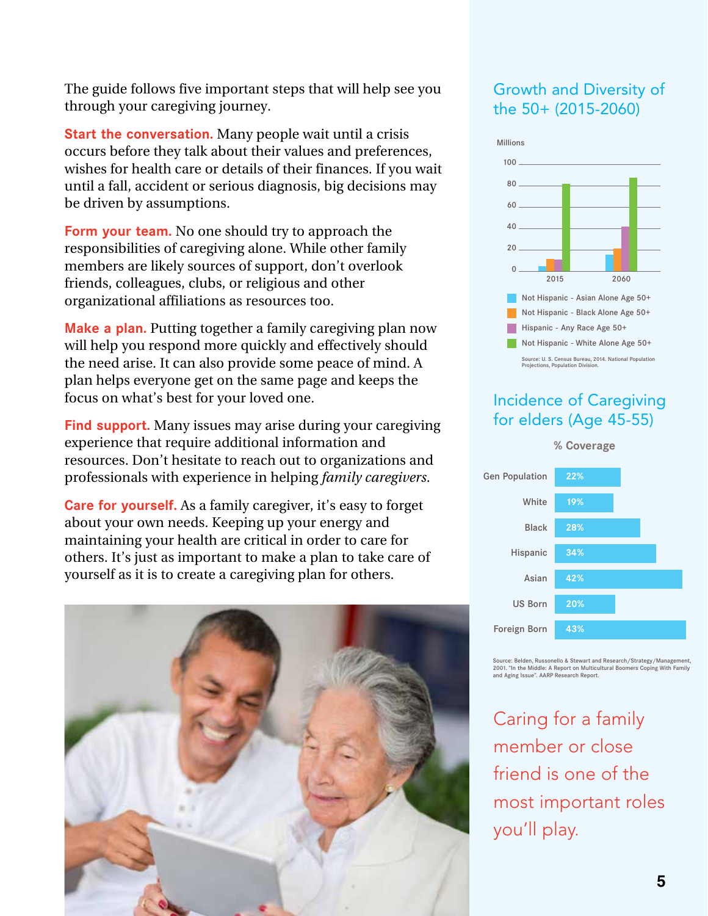The guide follows five important steps that will help see you through your caregiving journey.

**Start the conversation.** Many people wait until a crisis occurs before they talk about their values and preferences, wishes for health care or details of their finances. If you wait until a fall, accident or serious diagnosis, big decisions may be driven by assumptions.

**Form your team.** No one should try to approach the responsibilities of caregiving alone. While other family members are likely sources of support, don't overlook friends, colleagues, clubs, or religious and other organizational affiliations as resources too.

**Make a plan.** Putting together a family caregiving plan now will help you respond more quickly and effectively should the need arise. It can also provide some peace of mind. A plan helps everyone get on the same page and keeps the focus on what's best for your loved one.

**Find support.** Many issues may arise during your caregiving experience that require additional information and resources. Don't hesitate to reach out to organizations and professionals with experience in helping *family caregivers*.

**Care for yourself.** As a family caregiver, it's easy to forget about your own needs. Keeping up your energy and maintaining your health are critical in order to care for others. It's just as important to make a plan to take care of yourself as it is to create a caregiving plan for others.

## Growth and Diversity of the 50+ (2015-2060)

Millions

- Not Hispanic - Asian Alone Age 50+
- Not Hispanic - Black Alone Age 50+
- Hispanic - Any Race Age 50+
- Not Hispanic - White Alone Age 50+

Source: U. S. Census Bureau, 2014. National Population Projections, Population Division.

## Incidence of Caregiving for elders (Age 45-55)

| | % Coverage |
|---|---|
| Gen Population | 22% |
| White | 19% |
| Black | 28% |
| Hispanic | 34% |
| Asian | 42% |
| US Born | 20% |
| Foreign Born | 43% |

Source: Belden, Russonello & Stewart and Research/Strategy/Management, 2001. "In the Middle: A Report on Multicultural Boomers Coping With Family and Aging Issue". AARP Research Report.

Caring for a family member or close friend is one of the most important roles you'll play.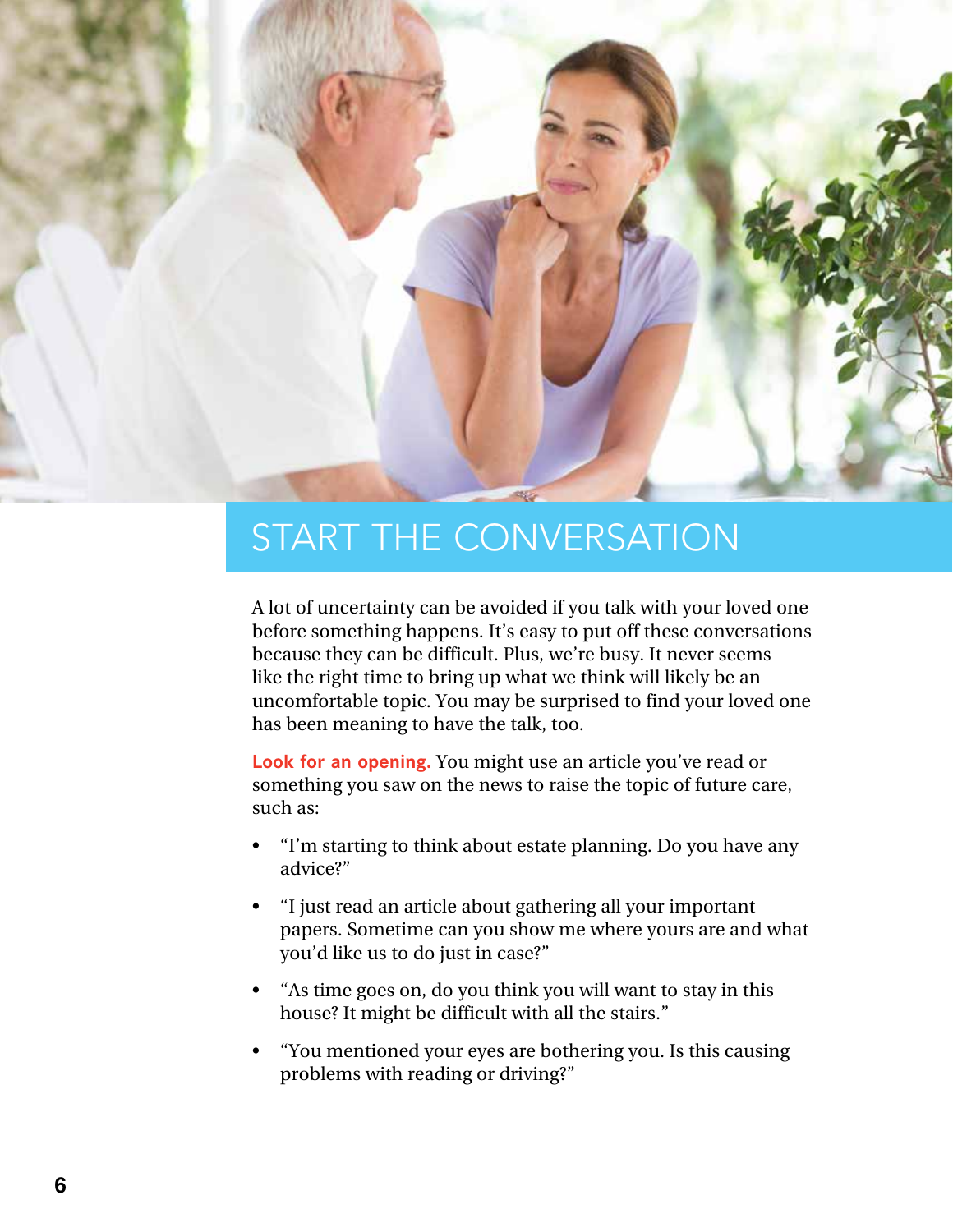# START THE CONVERSATION

A lot of uncertainty can be avoided if you talk with your loved one before something happens. It's easy to put off these conversations because they can be difficult. Plus, we're busy. It never seems like the right time to bring up what we think will likely be an uncomfortable topic. You may be surprised to find your loved one has been meaning to have the talk, too.

**Look for an opening.** You might use an article you've read or something you saw on the news to raise the topic of future care, such as:

- "I'm starting to think about estate planning. Do you have any advice?"
- "I just read an article about gathering all your important papers. Sometime can you show me where yours are and what you'd like us to do just in case?"
- "As time goes on, do you think you will want to stay in this house? It might be difficult with all the stairs."
- "You mentioned your eyes are bothering you. Is this causing problems with reading or driving?"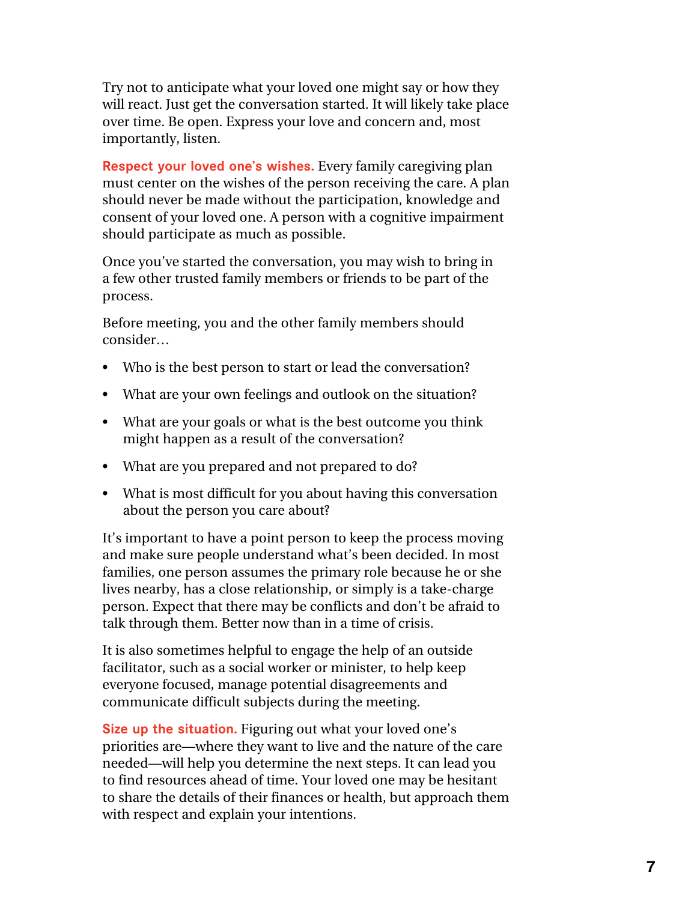Try not to anticipate what your loved one might say or how they will react. Just get the conversation started. It will likely take place over time. Be open. Express your love and concern and, most importantly, listen.

**Respect your loved one's wishes.** Every family caregiving plan must center on the wishes of the person receiving the care. A plan should never be made without the participation, knowledge and consent of your loved one. A person with a cognitive impairment should participate as much as possible.

Once you've started the conversation, you may wish to bring in a few other trusted family members or friends to be part of the process.

Before meeting, you and the other family members should consider…

- Who is the best person to start or lead the conversation?
- What are your own feelings and outlook on the situation?
- What are your goals or what is the best outcome you think might happen as a result of the conversation?
- What are you prepared and not prepared to do?
- What is most difficult for you about having this conversation about the person you care about?

It's important to have a point person to keep the process moving and make sure people understand what's been decided. In most families, one person assumes the primary role because he or she lives nearby, has a close relationship, or simply is a take-charge person. Expect that there may be conflicts and don't be afraid to talk through them. Better now than in a time of crisis.

It is also sometimes helpful to engage the help of an outside facilitator, such as a social worker or minister, to help keep everyone focused, manage potential disagreements and communicate difficult subjects during the meeting.

**Size up the situation.** Figuring out what your loved one's priorities are—where they want to live and the nature of the care needed—will help you determine the next steps. It can lead you to find resources ahead of time. Your loved one may be hesitant to share the details of their finances or health, but approach them with respect and explain your intentions.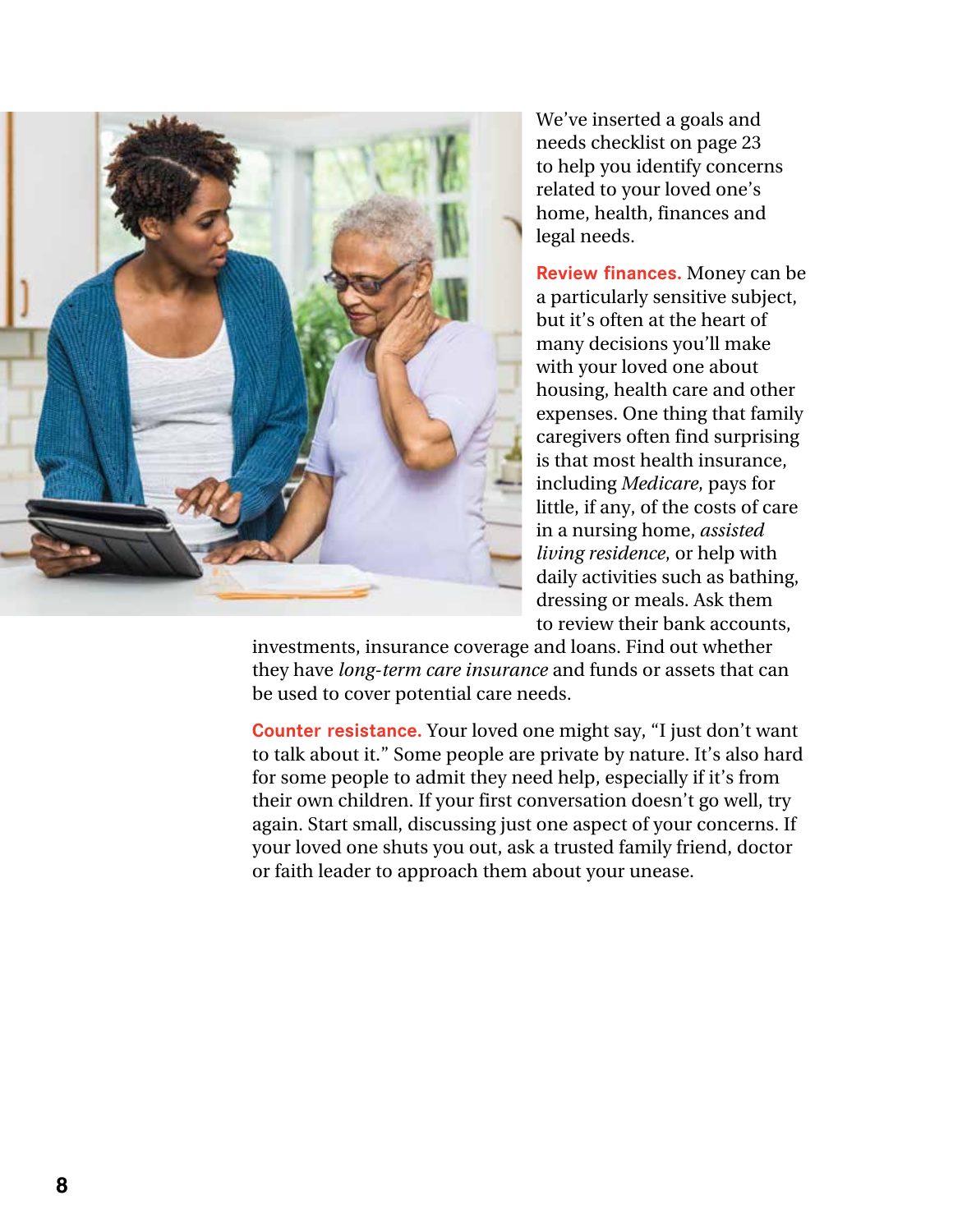We've inserted a goals and needs checklist on page 23 to help you identify concerns related to your loved one's home, health, finances and legal needs.

**Review finances.** Money can be a particularly sensitive subject, but it's often at the heart of many decisions you'll make with your loved one about housing, health care and other expenses. One thing that family caregivers often find surprising is that most health insurance, including *Medicare*, pays for little, if any, of the costs of care in a nursing home, *assisted living residence*, or help with daily activities such as bathing, dressing or meals. Ask them to review their bank accounts, investments, insurance coverage and loans. Find out whether they have *long-term care insurance* and funds or assets that can be used to cover potential care needs.

**Counter resistance.** Your loved one might say, "I just don't want to talk about it." Some people are private by nature. It's also hard for some people to admit they need help, especially if it's from their own children. If your first conversation doesn't go well, try again. Start small, discussing just one aspect of your concerns. If your loved one shuts you out, ask a trusted family friend, doctor or faith leader to approach them about your unease.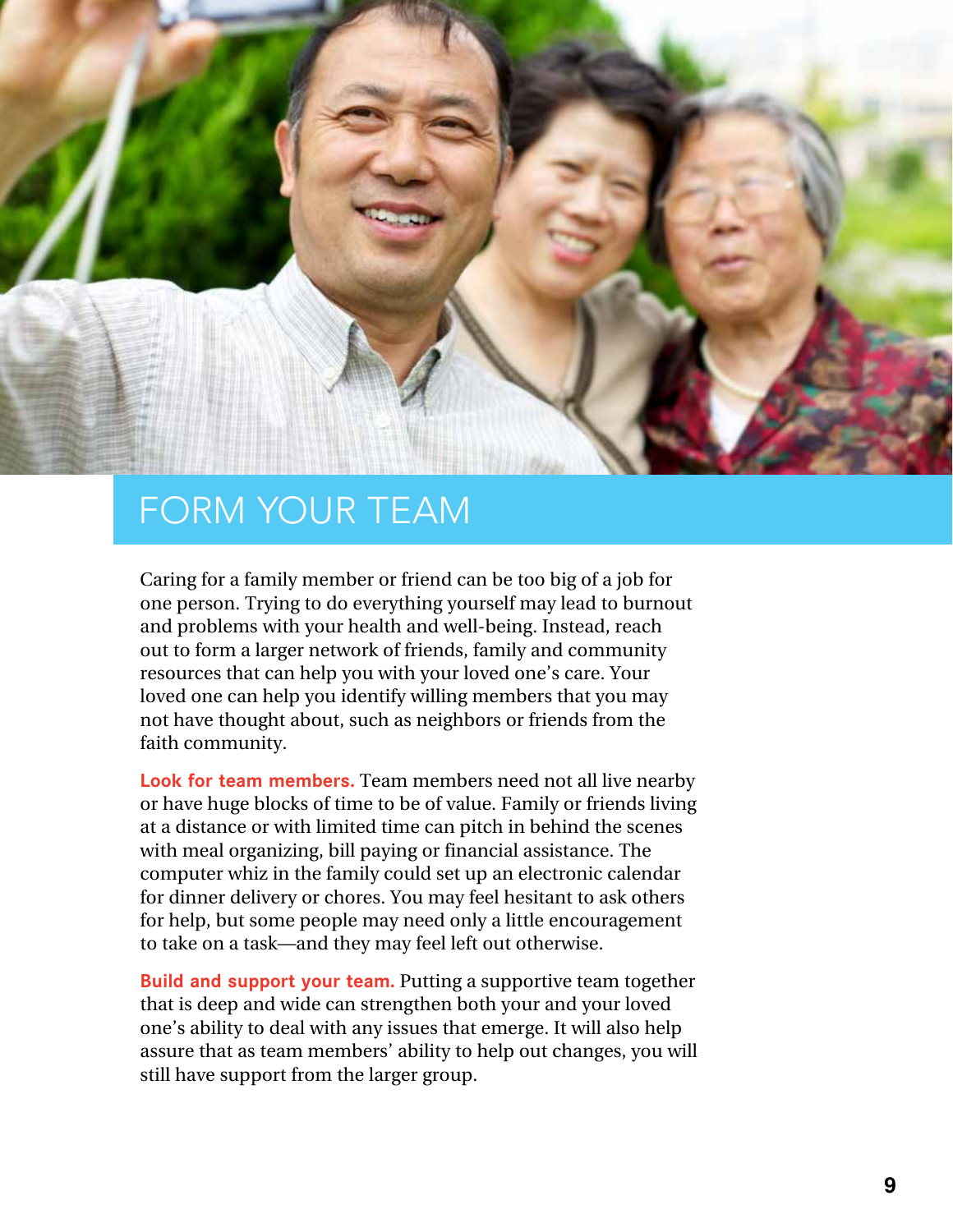# FORM YOUR TEAM

Caring for a family member or friend can be too big of a job for one person. Trying to do everything yourself may lead to burnout and problems with your health and well-being. Instead, reach out to form a larger network of friends, family and community resources that can help you with your loved one's care. Your loved one can help you identify willing members that you may not have thought about, such as neighbors or friends from the faith community.

**Look for team members.** Team members need not all live nearby or have huge blocks of time to be of value. Family or friends living at a distance or with limited time can pitch in behind the scenes with meal organizing, bill paying or financial assistance. The computer whiz in the family could set up an electronic calendar for dinner delivery or chores. You may feel hesitant to ask others for help, but some people may need only a little encouragement to take on a task—and they may feel left out otherwise.

**Build and support your team.** Putting a supportive team together that is deep and wide can strengthen both your and your loved one's ability to deal with any issues that emerge. It will also help assure that as team members' ability to help out changes, you will still have support from the larger group.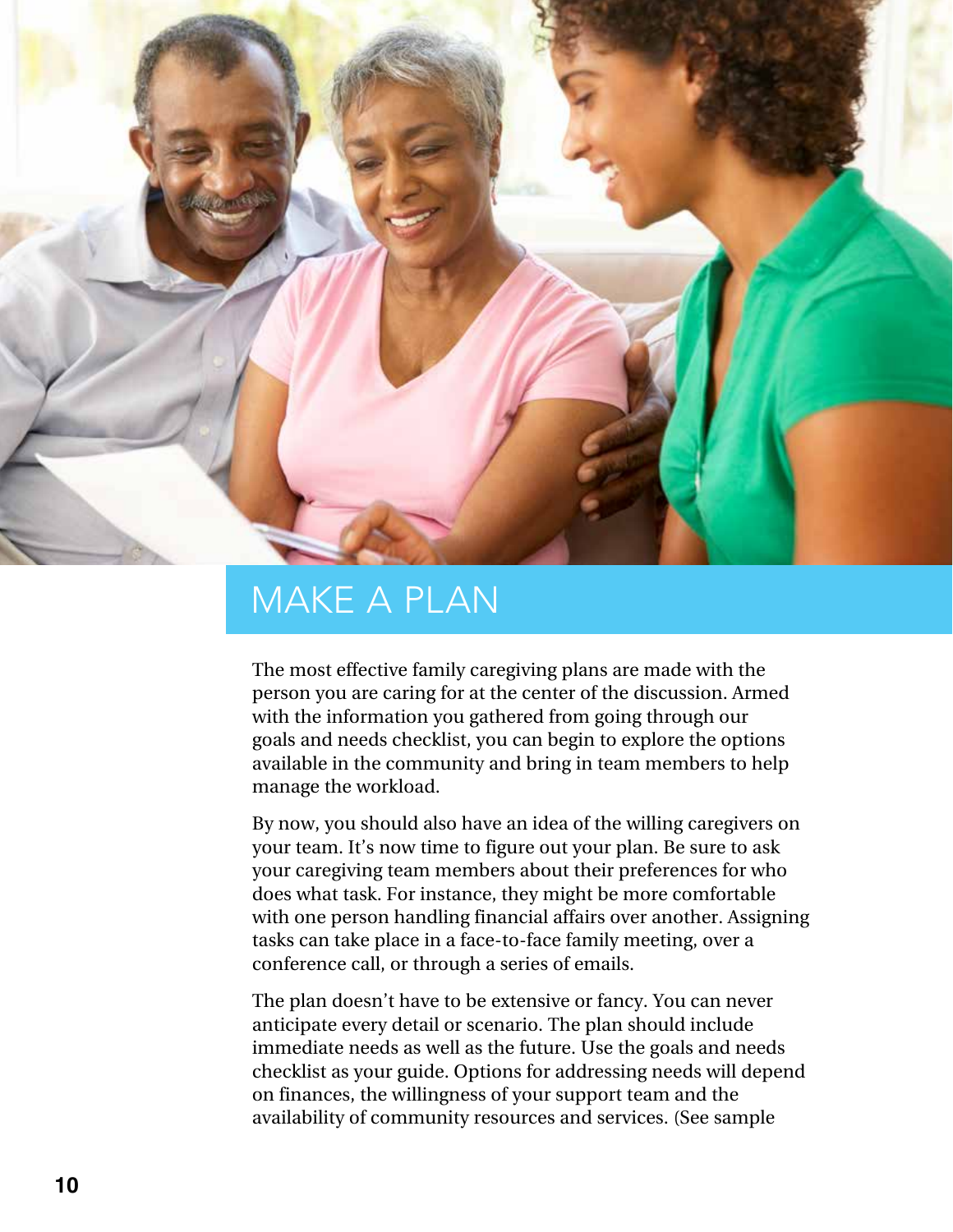# MAKE A PLAN

The most effective family caregiving plans are made with the person you are caring for at the center of the discussion. Armed with the information you gathered from going through our goals and needs checklist, you can begin to explore the options available in the community and bring in team members to help manage the workload.

By now, you should also have an idea of the willing caregivers on your team. It's now time to figure out your plan. Be sure to ask your caregiving team members about their preferences for who does what task. For instance, they might be more comfortable with one person handling financial affairs over another. Assigning tasks can take place in a face-to-face family meeting, over a conference call, or through a series of emails.

The plan doesn't have to be extensive or fancy. You can never anticipate every detail or scenario. The plan should include immediate needs as well as the future. Use the goals and needs checklist as your guide. Options for addressing needs will depend on finances, the willingness of your support team and the availability of community resources and services. (See sample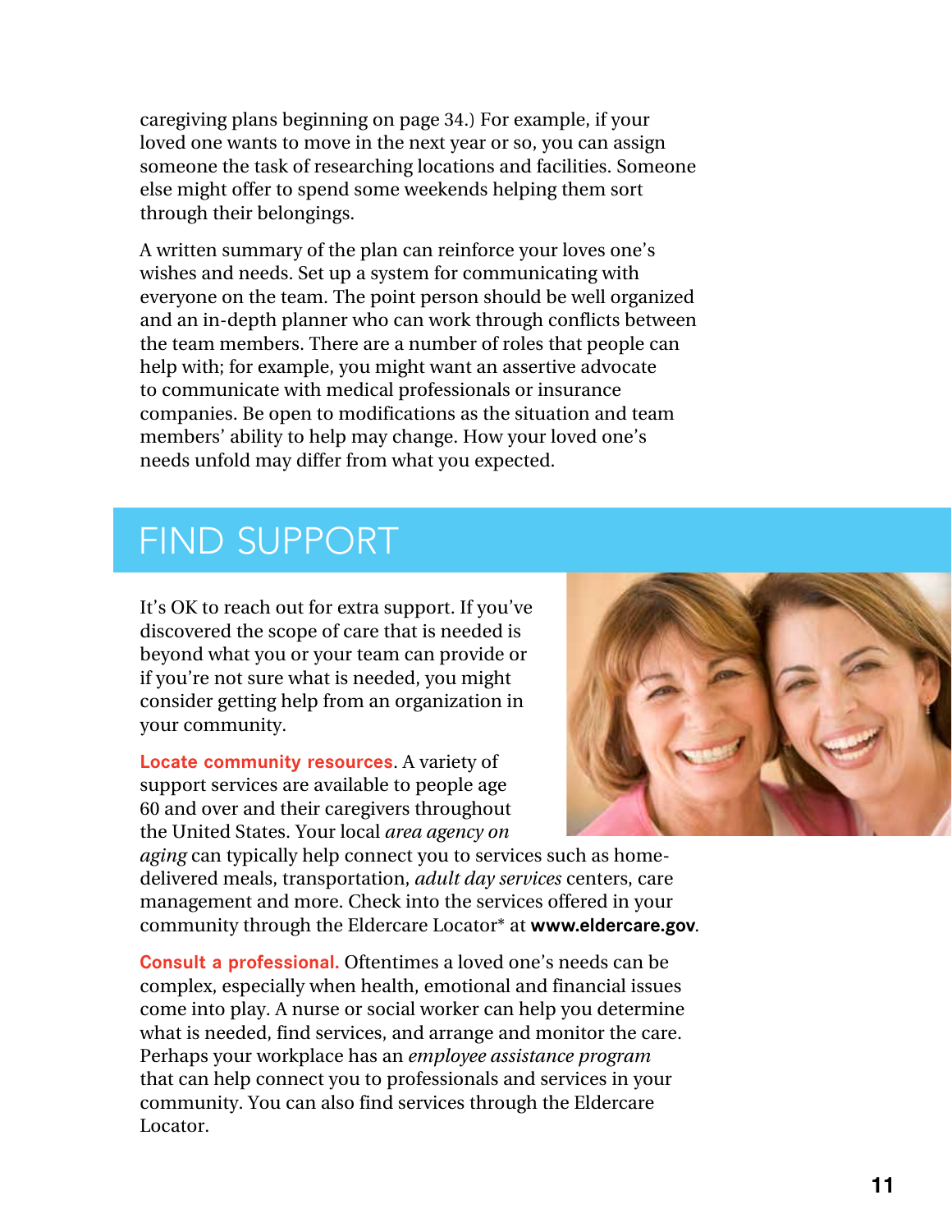caregiving plans beginning on page 34.) For example, if your loved one wants to move in the next year or so, you can assign someone the task of researching locations and facilities. Someone else might offer to spend some weekends helping them sort through their belongings.

A written summary of the plan can reinforce your loves one's wishes and needs. Set up a system for communicating with everyone on the team. The point person should be well organized and an in-depth planner who can work through conflicts between the team members. There are a number of roles that people can help with; for example, you might want an assertive advocate to communicate with medical professionals or insurance companies. Be open to modifications as the situation and team members' ability to help may change. How your loved one's needs unfold may differ from what you expected.

## FIND SUPPORT

It's OK to reach out for extra support. If you've discovered the scope of care that is needed is beyond what you or your team can provide or if you're not sure what is needed, you might consider getting help from an organization in your community.

**Locate community resources**. A variety of support services are available to people age 60 and over and their caregivers throughout the United States. Your local *area agency on aging* can typically help connect you to services such as home-delivered meals, transportation, *adult day services* centers, care management and more. Check into the services offered in your community through the Eldercare Locator* at **www.eldercare.gov**.

**Consult a professional.** Oftentimes a loved one's needs can be complex, especially when health, emotional and financial issues come into play. A nurse or social worker can help you determine what is needed, find services, and arrange and monitor the care. Perhaps your workplace has an *employee assistance program* that can help connect you to professionals and services in your community. You can also find services through the Eldercare Locator.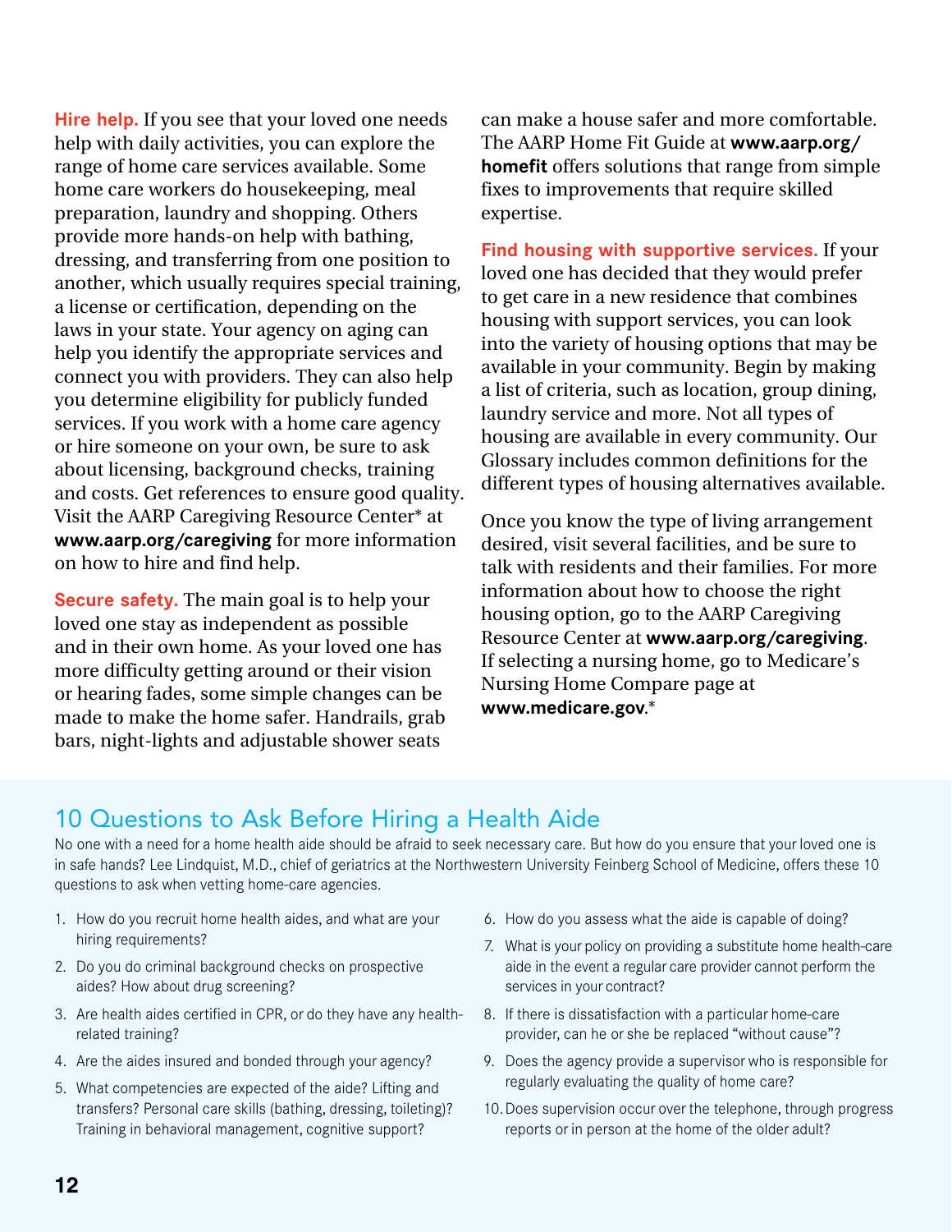**Hire help.** If you see that your loved one needs help with daily activities, you can explore the range of home care services available. Some home care workers do housekeeping, meal preparation, laundry and shopping. Others provide more hands-on help with bathing, dressing, and transferring from one position to another, which usually requires special training, a license or certification, depending on the laws in your state. Your agency on aging can help you identify the appropriate services and connect you with providers. They can also help you determine eligibility for publicly funded services. If you work with a home care agency or hire someone on your own, be sure to ask about licensing, background checks, training and costs. Get references to ensure good quality. Visit the AARP Caregiving Resource Center* at **www.aarp.org/caregiving** for more information on how to hire and find help.

**Secure safety.** The main goal is to help your loved one stay as independent as possible and in their own home. As your loved one has more difficulty getting around or their vision or hearing fades, some simple changes can be made to make the home safer. Handrails, grab bars, night-lights and adjustable shower seats can make a house safer and more comfortable. The AARP Home Fit Guide at **www.aarp.org/homefit** offers solutions that range from simple fixes to improvements that require skilled expertise.

**Find housing with supportive services.** If your loved one has decided that they would prefer to get care in a new residence that combines housing with support services, you can look into the variety of housing options that may be available in your community. Begin by making a list of criteria, such as location, group dining, laundry service and more. Not all types of housing are available in every community. Our Glossary includes common definitions for the different types of housing alternatives available.

Once you know the type of living arrangement desired, visit several facilities, and be sure to talk with residents and their families. For more information about how to choose the right housing option, go to the AARP Caregiving Resource Center at **www.aarp.org/caregiving**. If selecting a nursing home, go to Medicare's Nursing Home Compare page at **www.medicare.gov**.*

## 10 Questions to Ask Before Hiring a Health Aide

No one with a need for a home health aide should be afraid to seek necessary care. But how do you ensure that your loved one is in safe hands? Lee Lindquist, M.D., chief of geriatrics at the Northwestern University Feinberg School of Medicine, offers these 10 questions to ask when vetting home-care agencies.

1. How do you recruit home health aides, and what are your hiring requirements?
2. Do you do criminal background checks on prospective aides? How about drug screening?
3. Are health aides certified in CPR, or do they have any health-related training?
4. Are the aides insured and bonded through your agency?
5. What competencies are expected of the aide? Lifting and transfers? Personal care skills (bathing, dressing, toileting)? Training in behavioral management, cognitive support?
6. How do you assess what the aide is capable of doing?
7. What is your policy on providing a substitute home health-care aide in the event a regular care provider cannot perform the services in your contract?
8. If there is dissatisfaction with a particular home-care provider, can he or she be replaced "without cause"?
9. Does the agency provide a supervisor who is responsible for regularly evaluating the quality of home care?
10. Does supervision occur over the telephone, through progress reports or in person at the home of the older adult?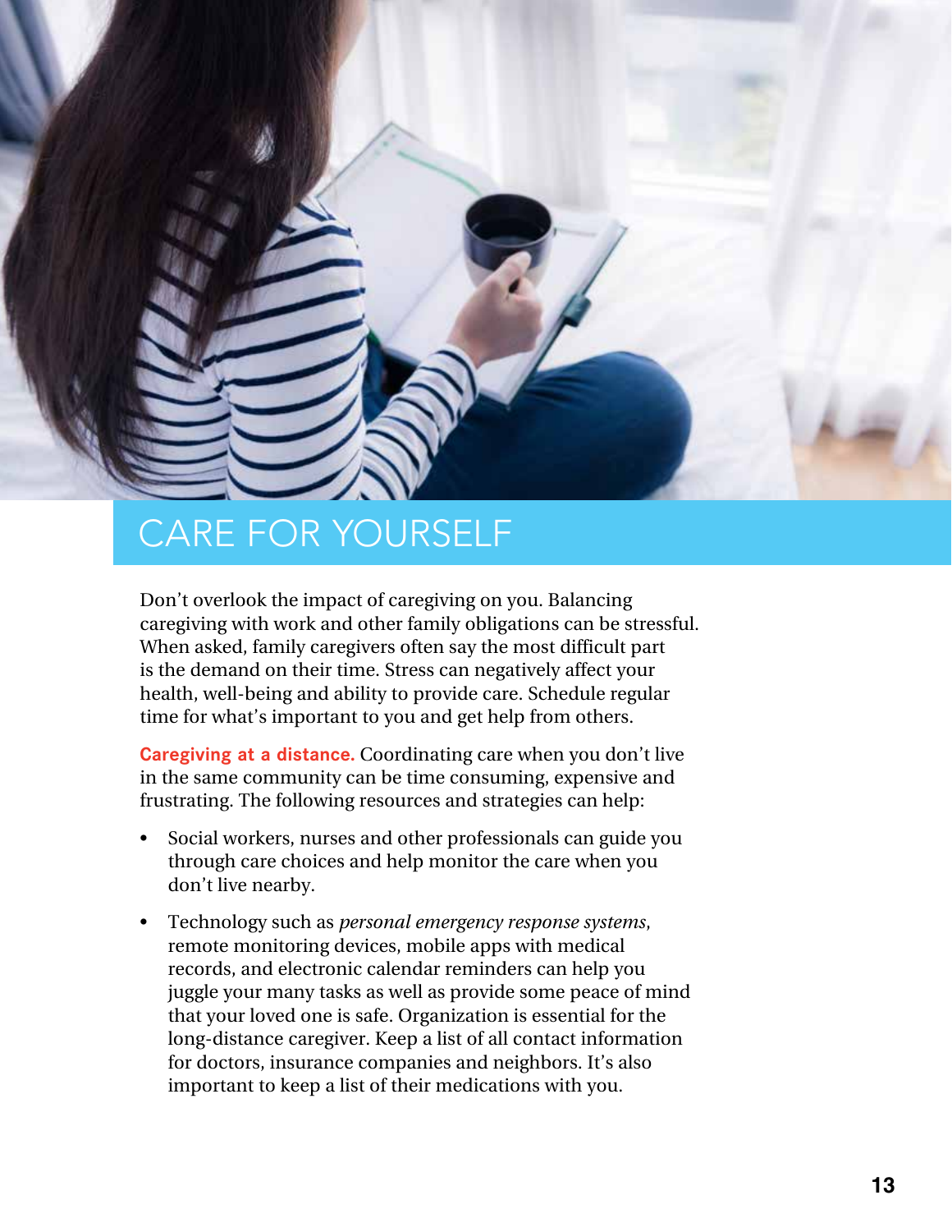# CARE FOR YOURSELF

Don't overlook the impact of caregiving on you. Balancing caregiving with work and other family obligations can be stressful. When asked, family caregivers often say the most difficult part is the demand on their time. Stress can negatively affect your health, well-being and ability to provide care. Schedule regular time for what's important to you and get help from others.

**Caregiving at a distance.** Coordinating care when you don't live in the same community can be time consuming, expensive and frustrating. The following resources and strategies can help:

- Social workers, nurses and other professionals can guide you through care choices and help monitor the care when you don't live nearby.
- Technology such as *personal emergency response systems*, remote monitoring devices, mobile apps with medical records, and electronic calendar reminders can help you juggle your many tasks as well as provide some peace of mind that your loved one is safe. Organization is essential for the long-distance caregiver. Keep a list of all contact information for doctors, insurance companies and neighbors. It's also important to keep a list of their medications with you.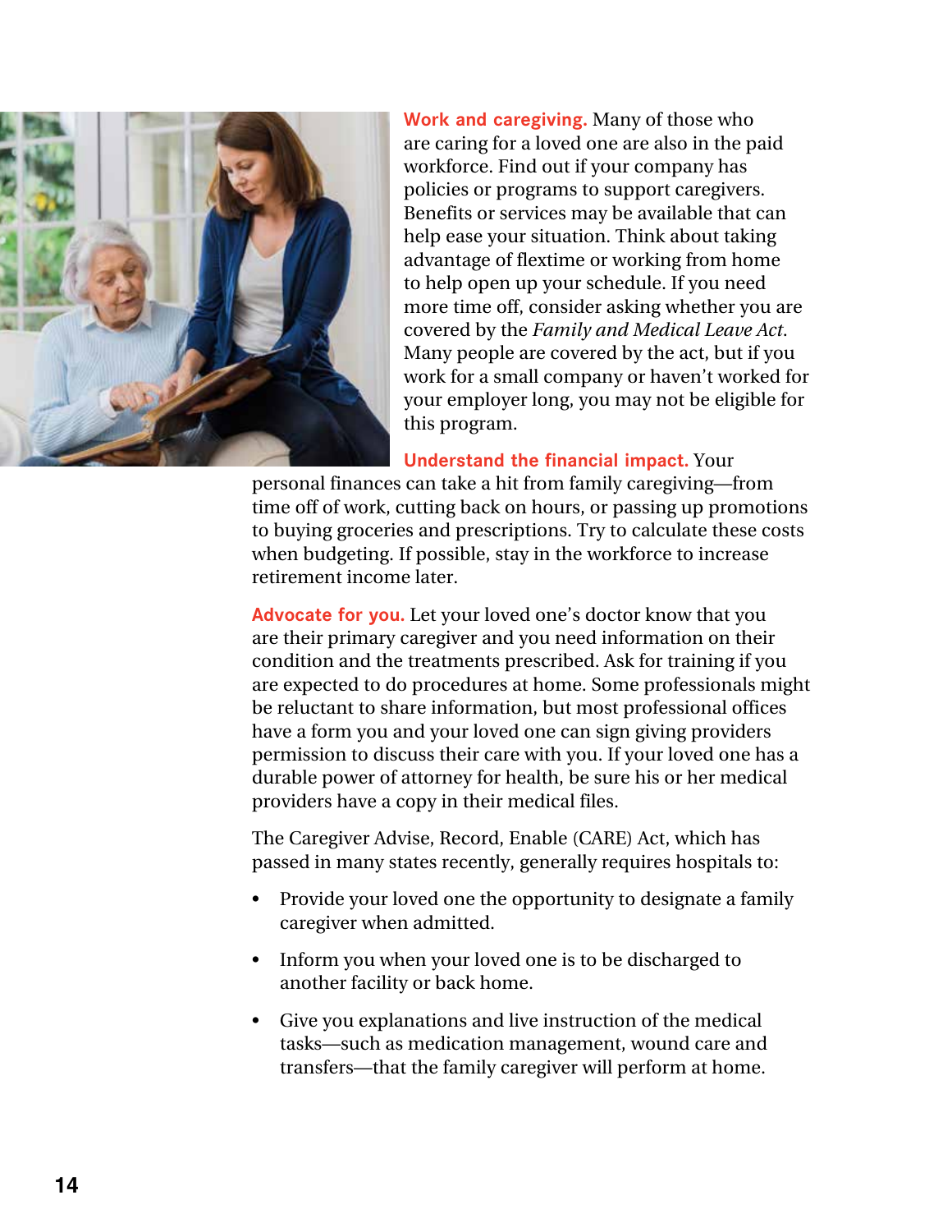**Work and caregiving.** Many of those who are caring for a loved one are also in the paid workforce. Find out if your company has policies or programs to support caregivers. Benefits or services may be available that can help ease your situation. Think about taking advantage of flextime or working from home to help open up your schedule. If you need more time off, consider asking whether you are covered by the *Family and Medical Leave Act*. Many people are covered by the act, but if you work for a small company or haven't worked for your employer long, you may not be eligible for this program.

**Understand the financial impact.** Your personal finances can take a hit from family caregiving—from time off of work, cutting back on hours, or passing up promotions to buying groceries and prescriptions. Try to calculate these costs when budgeting. If possible, stay in the workforce to increase retirement income later.

**Advocate for you.** Let your loved one's doctor know that you are their primary caregiver and you need information on their condition and the treatments prescribed. Ask for training if you are expected to do procedures at home. Some professionals might be reluctant to share information, but most professional offices have a form you and your loved one can sign giving providers permission to discuss their care with you. If your loved one has a durable power of attorney for health, be sure his or her medical providers have a copy in their medical files.

The Caregiver Advise, Record, Enable (CARE) Act, which has passed in many states recently, generally requires hospitals to:

- Provide your loved one the opportunity to designate a family caregiver when admitted.
- Inform you when your loved one is to be discharged to another facility or back home.
- Give you explanations and live instruction of the medical tasks—such as medication management, wound care and transfers—that the family caregiver will perform at home.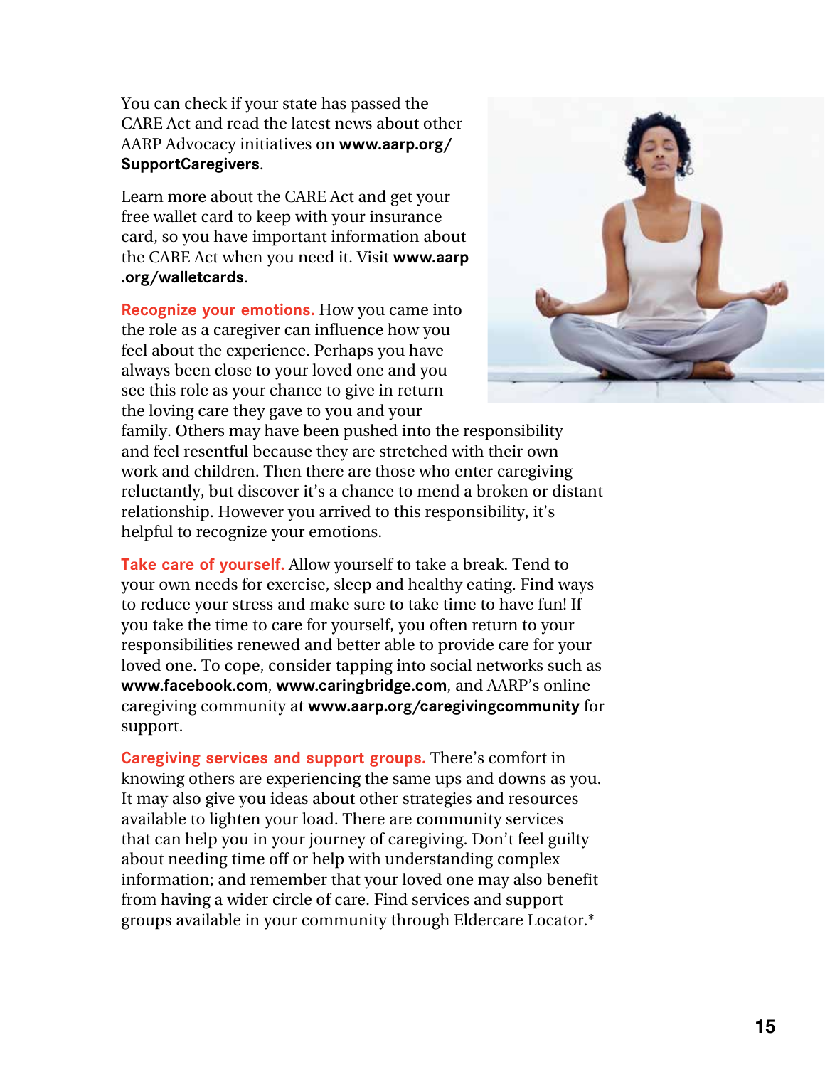You can check if your state has passed the CARE Act and read the latest news about other AARP Advocacy initiatives on **www.aarp.org/SupportCaregivers**.

Learn more about the CARE Act and get your free wallet card to keep with your insurance card, so you have important information about the CARE Act when you need it. Visit **www.aarp.org/walletcards**.

**Recognize your emotions.** How you came into the role as a caregiver can influence how you feel about the experience. Perhaps you have always been close to your loved one and you see this role as your chance to give in return the loving care they gave to you and your family. Others may have been pushed into the responsibility and feel resentful because they are stretched with their own work and children. Then there are those who enter caregiving reluctantly, but discover it's a chance to mend a broken or distant relationship. However you arrived to this responsibility, it's helpful to recognize your emotions.

**Take care of yourself.** Allow yourself to take a break. Tend to your own needs for exercise, sleep and healthy eating. Find ways to reduce your stress and make sure to take time to have fun! If you take the time to care for yourself, you often return to your responsibilities renewed and better able to provide care for your loved one. To cope, consider tapping into social networks such as **www.facebook.com**, **www.caringbridge.com**, and AARP's online caregiving community at **www.aarp.org/caregivingcommunity** for support.

**Caregiving services and support groups.** There's comfort in knowing others are experiencing the same ups and downs as you. It may also give you ideas about other strategies and resources available to lighten your load. There are community services that can help you in your journey of caregiving. Don't feel guilty about needing time off or help with understanding complex information; and remember that your loved one may also benefit from having a wider circle of care. Find services and support groups available in your community through Eldercare Locator.*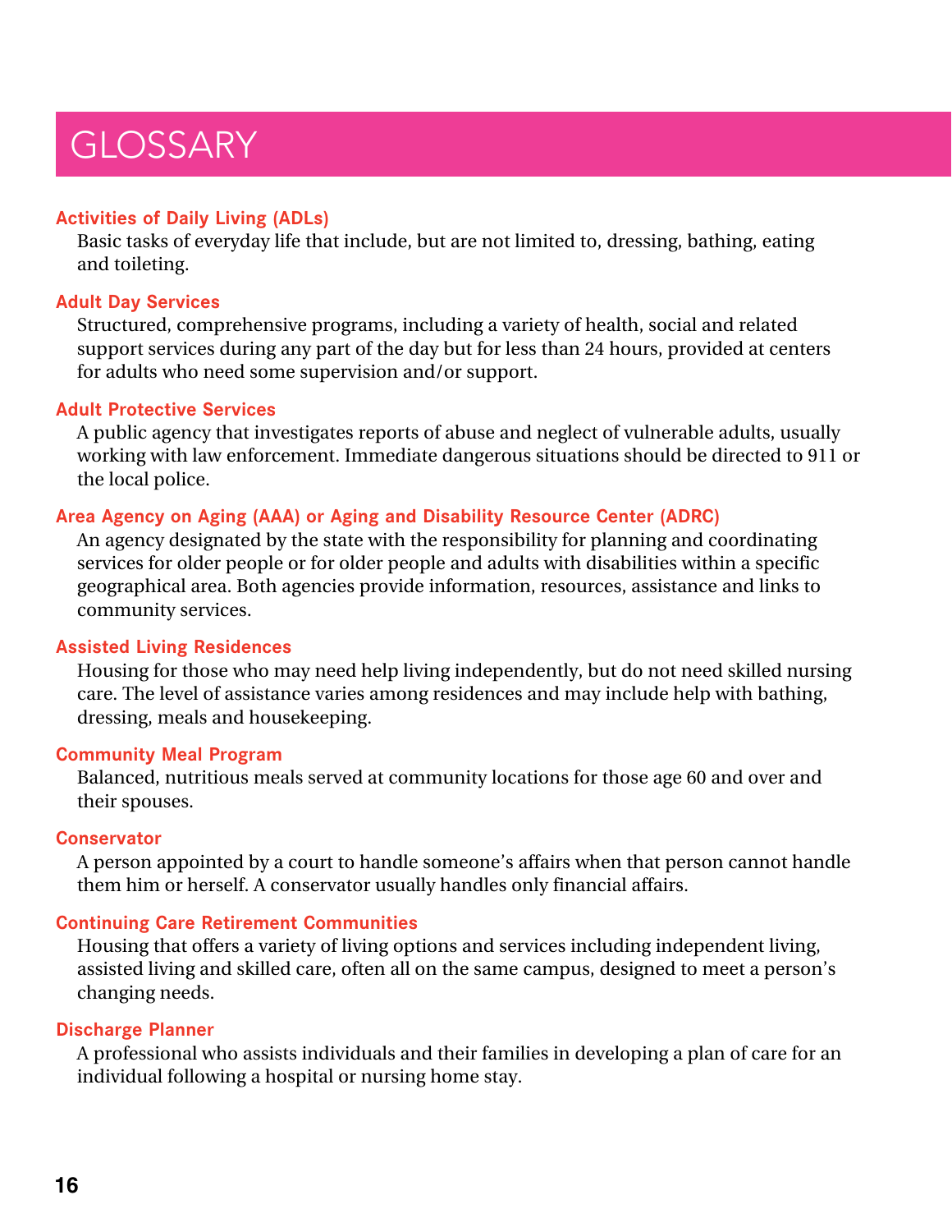# GLOSSARY

**Activities of Daily Living (ADLs)**

Basic tasks of everyday life that include, but are not limited to, dressing, bathing, eating and toileting.

**Adult Day Services**

Structured, comprehensive programs, including a variety of health, social and related support services during any part of the day but for less than 24 hours, provided at centers for adults who need some supervision and/or support.

**Adult Protective Services**

A public agency that investigates reports of abuse and neglect of vulnerable adults, usually working with law enforcement. Immediate dangerous situations should be directed to 911 or the local police.

**Area Agency on Aging (AAA) or Aging and Disability Resource Center (ADRC)**

An agency designated by the state with the responsibility for planning and coordinating services for older people or for older people and adults with disabilities within a specific geographical area. Both agencies provide information, resources, assistance and links to community services.

**Assisted Living Residences**

Housing for those who may need help living independently, but do not need skilled nursing care. The level of assistance varies among residences and may include help with bathing, dressing, meals and housekeeping.

**Community Meal Program**

Balanced, nutritious meals served at community locations for those age 60 and over and their spouses.

**Conservator**

A person appointed by a court to handle someone's affairs when that person cannot handle them him or herself. A conservator usually handles only financial affairs.

**Continuing Care Retirement Communities**

Housing that offers a variety of living options and services including independent living, assisted living and skilled care, often all on the same campus, designed to meet a person's changing needs.

**Discharge Planner**

A professional who assists individuals and their families in developing a plan of care for an individual following a hospital or nursing home stay.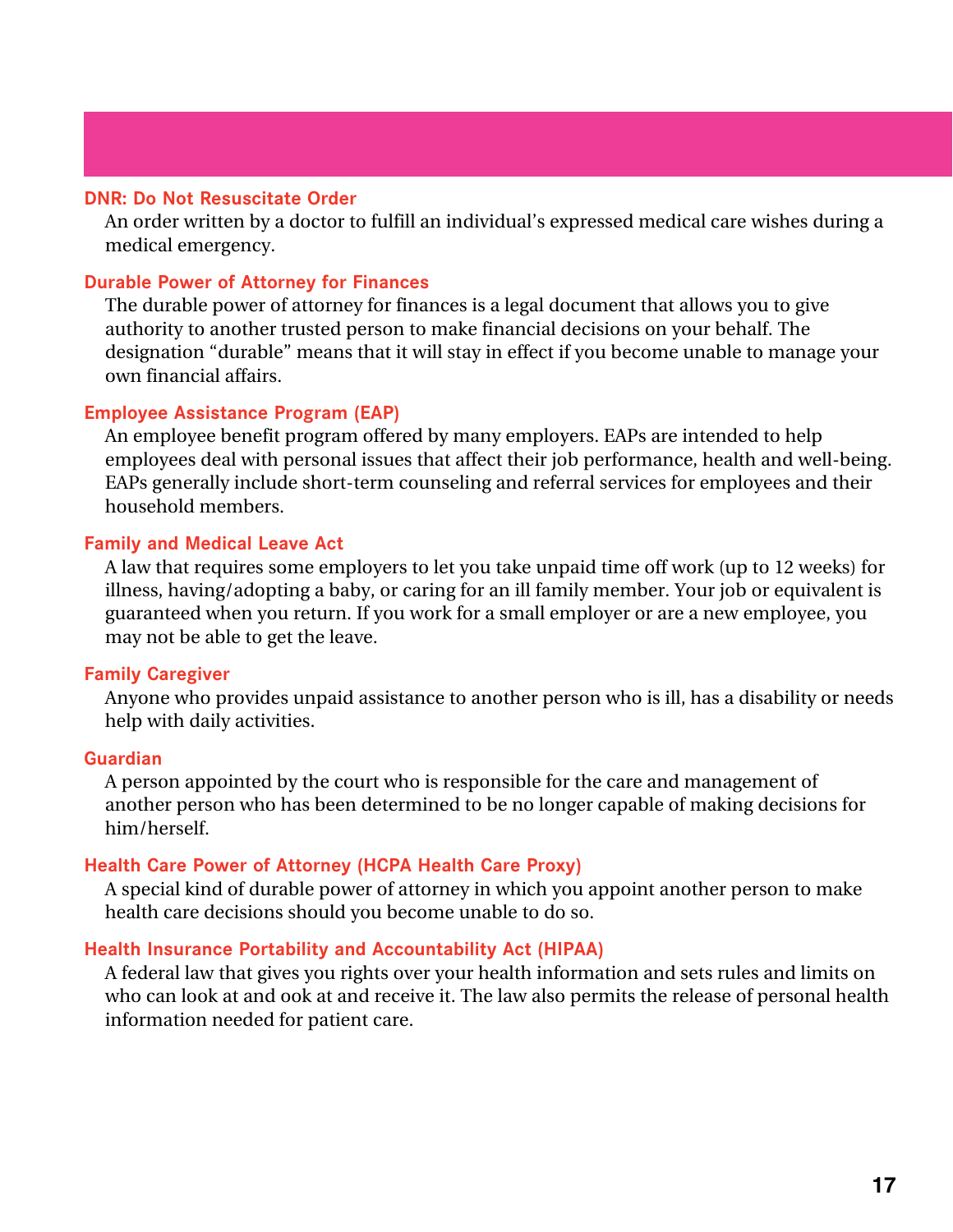### DNR: Do Not Resuscitate Order

An order written by a doctor to fulfill an individual's expressed medical care wishes during a medical emergency.

### Durable Power of Attorney for Finances

The durable power of attorney for finances is a legal document that allows you to give authority to another trusted person to make financial decisions on your behalf. The designation "durable" means that it will stay in effect if you become unable to manage your own financial affairs.

### Employee Assistance Program (EAP)

An employee benefit program offered by many employers. EAPs are intended to help employees deal with personal issues that affect their job performance, health and well-being. EAPs generally include short-term counseling and referral services for employees and their household members.

### Family and Medical Leave Act

A law that requires some employers to let you take unpaid time off work (up to 12 weeks) for illness, having/adopting a baby, or caring for an ill family member. Your job or equivalent is guaranteed when you return. If you work for a small employer or are a new employee, you may not be able to get the leave.

### Family Caregiver

Anyone who provides unpaid assistance to another person who is ill, has a disability or needs help with daily activities.

### Guardian

A person appointed by the court who is responsible for the care and management of another person who has been determined to be no longer capable of making decisions for him/herself.

### Health Care Power of Attorney (HCPA Health Care Proxy)

A special kind of durable power of attorney in which you appoint another person to make health care decisions should you become unable to do so.

### Health Insurance Portability and Accountability Act (HIPAA)

A federal law that gives you rights over your health information and sets rules and limits on who can look at and ook at and receive it. The law also permits the release of personal health information needed for patient care.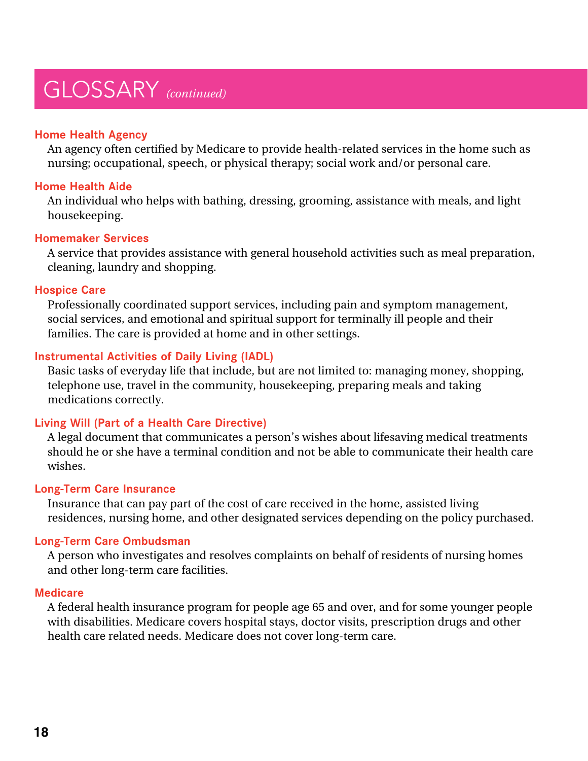# GLOSSARY *(continued)*

### Home Health Agency

An agency often certified by Medicare to provide health-related services in the home such as nursing; occupational, speech, or physical therapy; social work and/or personal care.

### Home Health Aide

An individual who helps with bathing, dressing, grooming, assistance with meals, and light housekeeping.

### Homemaker Services

A service that provides assistance with general household activities such as meal preparation, cleaning, laundry and shopping.

### Hospice Care

Professionally coordinated support services, including pain and symptom management, social services, and emotional and spiritual support for terminally ill people and their families. The care is provided at home and in other settings.

### Instrumental Activities of Daily Living (IADL)

Basic tasks of everyday life that include, but are not limited to: managing money, shopping, telephone use, travel in the community, housekeeping, preparing meals and taking medications correctly.

### Living Will (Part of a Health Care Directive)

A legal document that communicates a person's wishes about lifesaving medical treatments should he or she have a terminal condition and not be able to communicate their health care wishes.

### Long-Term Care Insurance

Insurance that can pay part of the cost of care received in the home, assisted living residences, nursing home, and other designated services depending on the policy purchased.

### Long-Term Care Ombudsman

A person who investigates and resolves complaints on behalf of residents of nursing homes and other long-term care facilities.

### Medicare

A federal health insurance program for people age 65 and over, and for some younger people with disabilities. Medicare covers hospital stays, doctor visits, prescription drugs and other health care related needs. Medicare does not cover long-term care.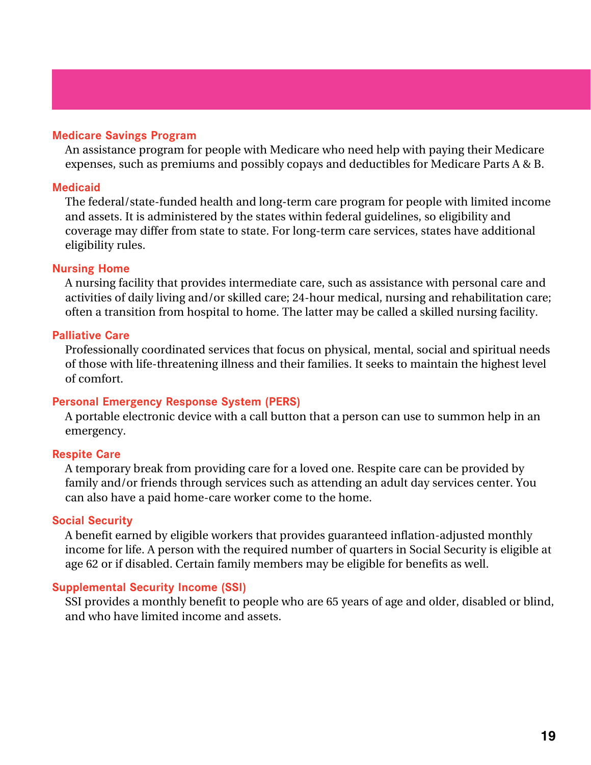### Medicare Savings Program

An assistance program for people with Medicare who need help with paying their Medicare expenses, such as premiums and possibly copays and deductibles for Medicare Parts A & B.

### Medicaid

The federal/state-funded health and long-term care program for people with limited income and assets. It is administered by the states within federal guidelines, so eligibility and coverage may differ from state to state. For long-term care services, states have additional eligibility rules.

### Nursing Home

A nursing facility that provides intermediate care, such as assistance with personal care and activities of daily living and/or skilled care; 24-hour medical, nursing and rehabilitation care; often a transition from hospital to home. The latter may be called a skilled nursing facility.

### Palliative Care

Professionally coordinated services that focus on physical, mental, social and spiritual needs of those with life-threatening illness and their families. It seeks to maintain the highest level of comfort.

### Personal Emergency Response System (PERS)

A portable electronic device with a call button that a person can use to summon help in an emergency.

### Respite Care

A temporary break from providing care for a loved one. Respite care can be provided by family and/or friends through services such as attending an adult day services center. You can also have a paid home-care worker come to the home.

### Social Security

A benefit earned by eligible workers that provides guaranteed inflation-adjusted monthly income for life. A person with the required number of quarters in Social Security is eligible at age 62 or if disabled. Certain family members may be eligible for benefits as well.

### Supplemental Security Income (SSI)

SSI provides a monthly benefit to people who are 65 years of age and older, disabled or blind, and who have limited income and assets.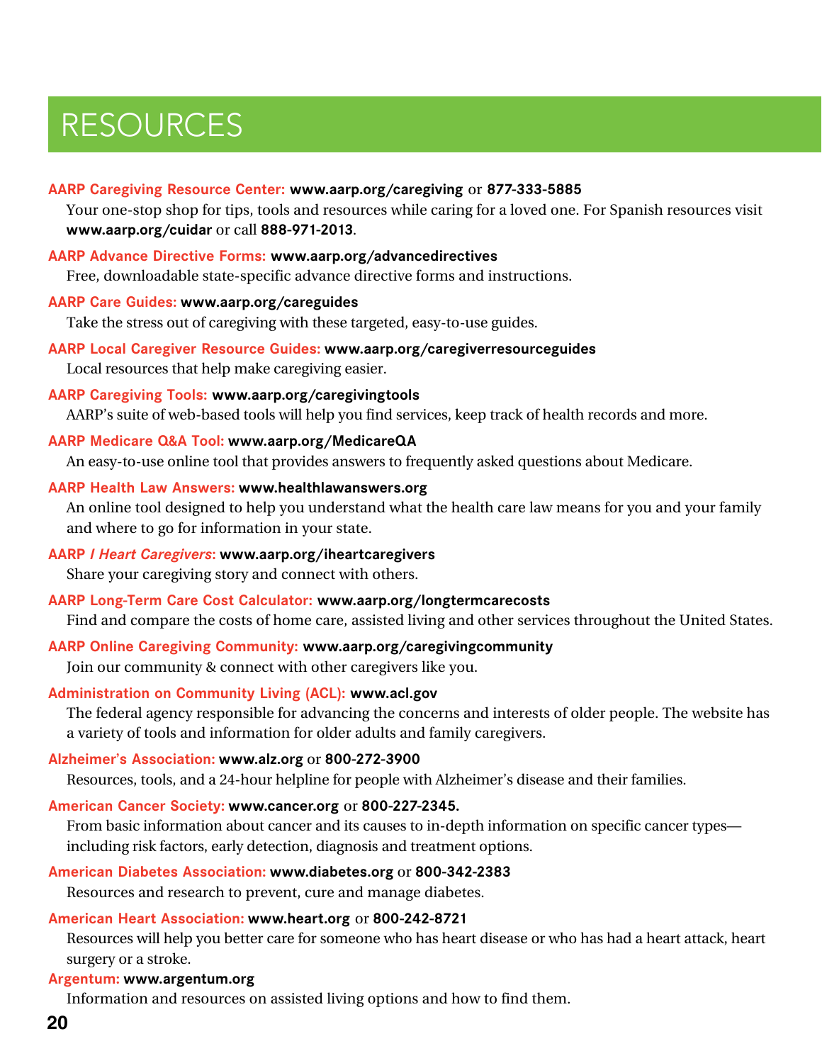# RESOURCES

**AARP Caregiving Resource Center: www.aarp.org/caregiving** or **877-333-5885**
Your one-stop shop for tips, tools and resources while caring for a loved one. For Spanish resources visit **www.aarp.org/cuidar** or call **888-971-2013**.

**AARP Advance Directive Forms: www.aarp.org/advancedirectives**
Free, downloadable state-specific advance directive forms and instructions.

**AARP Care Guides: www.aarp.org/careguides**
Take the stress out of caregiving with these targeted, easy-to-use guides.

**AARP Local Caregiver Resource Guides: www.aarp.org/caregiverresourceguides**
Local resources that help make caregiving easier.

**AARP Caregiving Tools: www.aarp.org/caregivingtools**
AARP's suite of web-based tools will help you find services, keep track of health records and more.

**AARP Medicare Q&A Tool: www.aarp.org/MedicareQA**
An easy-to-use online tool that provides answers to frequently asked questions about Medicare.

**AARP Health Law Answers: www.healthlawanswers.org**
An online tool designed to help you understand what the health care law means for you and your family and where to go for information in your state.

**AARP *I Heart Caregivers*: www.aarp.org/iheartcaregivers**
Share your caregiving story and connect with others.

**AARP Long-Term Care Cost Calculator: www.aarp.org/longtermcarecosts**
Find and compare the costs of home care, assisted living and other services throughout the United States.

**AARP Online Caregiving Community: www.aarp.org/caregivingcommunity**
Join our community & connect with other caregivers like you.

**Administration on Community Living (ACL): www.acl.gov**
The federal agency responsible for advancing the concerns and interests of older people. The website has a variety of tools and information for older adults and family caregivers.

**Alzheimer's Association: www.alz.org** or **800-272-3900**
Resources, tools, and a 24-hour helpline for people with Alzheimer's disease and their families.

**American Cancer Society: www.cancer.org** or **800-227-2345.**
From basic information about cancer and its causes to in-depth information on specific cancer types—including risk factors, early detection, diagnosis and treatment options.

**American Diabetes Association: www.diabetes.org** or **800-342-2383**
Resources and research to prevent, cure and manage diabetes.

**American Heart Association: www.heart.org** or **800-242-8721**
Resources will help you better care for someone who has heart disease or who has had a heart attack, heart surgery or a stroke.

**Argentum: www.argentum.org**
Information and resources on assisted living options and how to find them.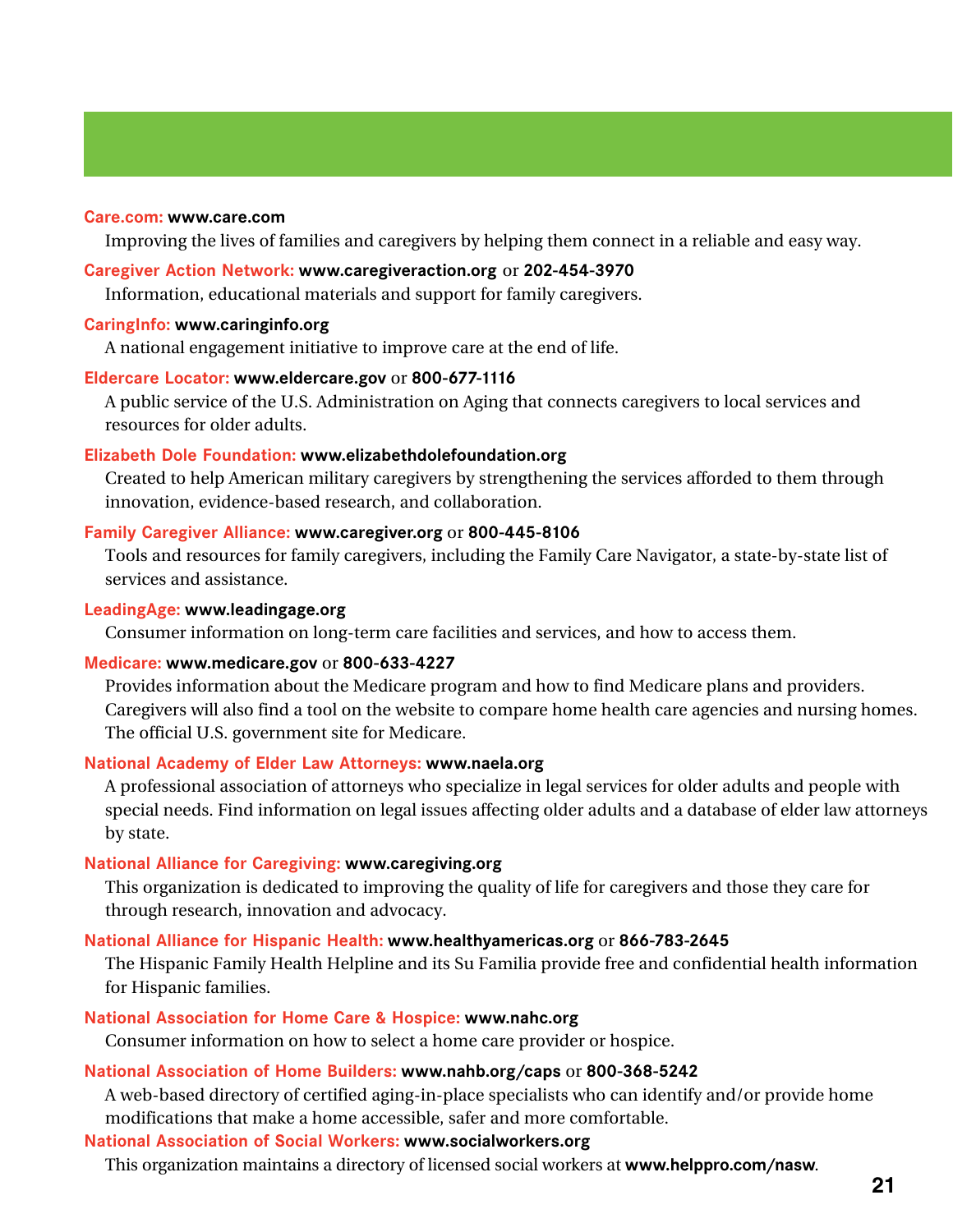**Care.com:** **www.care.com**
Improving the lives of families and caregivers by helping them connect in a reliable and easy way.

**Caregiver Action Network:** **www.caregiveraction.org** or **202-454-3970**
Information, educational materials and support for family caregivers.

**CaringInfo:** **www.caringinfo.org**
A national engagement initiative to improve care at the end of life.

**Eldercare Locator:** **www.eldercare.gov** or **800-677-1116**
A public service of the U.S. Administration on Aging that connects caregivers to local services and resources for older adults.

**Elizabeth Dole Foundation:** **www.elizabethdolefoundation.org**
Created to help American military caregivers by strengthening the services afforded to them through innovation, evidence-based research, and collaboration.

**Family Caregiver Alliance:** **www.caregiver.org** or **800-445-8106**
Tools and resources for family caregivers, including the Family Care Navigator, a state-by-state list of services and assistance.

**LeadingAge:** **www.leadingage.org**
Consumer information on long-term care facilities and services, and how to access them.

**Medicare:** **www.medicare.gov** or **800-633-4227**
Provides information about the Medicare program and how to find Medicare plans and providers. Caregivers will also find a tool on the website to compare home health care agencies and nursing homes. The official U.S. government site for Medicare.

**National Academy of Elder Law Attorneys:** **www.naela.org**
A professional association of attorneys who specialize in legal services for older adults and people with special needs. Find information on legal issues affecting older adults and a database of elder law attorneys by state.

**National Alliance for Caregiving:** **www.caregiving.org**
This organization is dedicated to improving the quality of life for caregivers and those they care for through research, innovation and advocacy.

**National Alliance for Hispanic Health:** **www.healthyamericas.org** or **866-783-2645**
The Hispanic Family Health Helpline and its Su Familia provide free and confidential health information for Hispanic families.

**National Association for Home Care & Hospice:** **www.nahc.org**
Consumer information on how to select a home care provider or hospice.

**National Association of Home Builders:** **www.nahb.org/caps** or **800-368-5242**
A web-based directory of certified aging-in-place specialists who can identify and/or provide home modifications that make a home accessible, safer and more comfortable.

**National Association of Social Workers:** **www.socialworkers.org**
This organization maintains a directory of licensed social workers at **www.helppro.com/nasw**.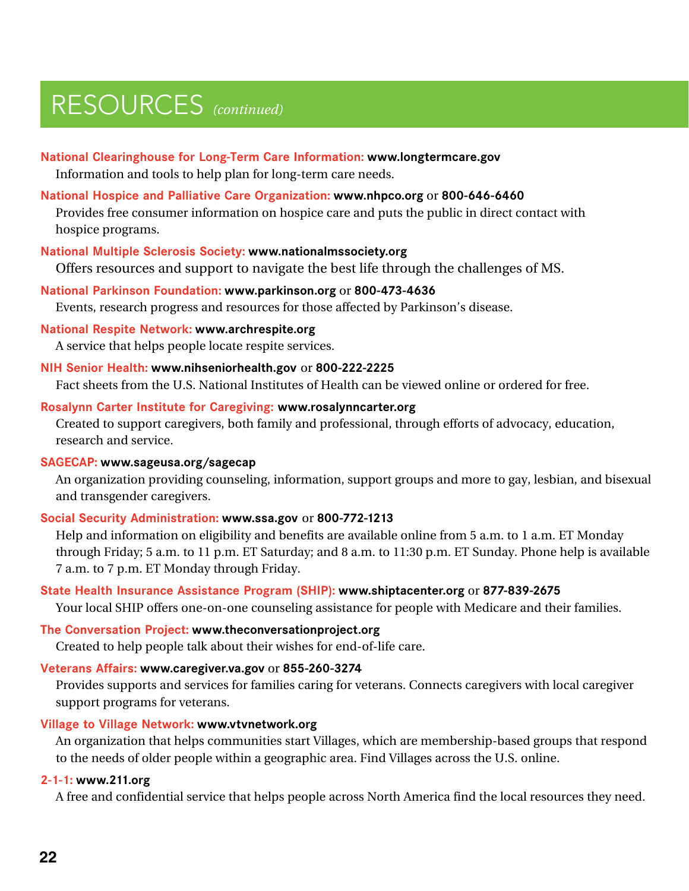# RESOURCES *(continued)*

**National Clearinghouse for Long-Term Care Information: www.longtermcare.gov**
Information and tools to help plan for long-term care needs.

**National Hospice and Palliative Care Organization: www.nhpco.org** or **800-646-6460**
Provides free consumer information on hospice care and puts the public in direct contact with hospice programs.

**National Multiple Sclerosis Society: www.nationalmssociety.org**
Offers resources and support to navigate the best life through the challenges of MS.

**National Parkinson Foundation: www.parkinson.org** or **800-473-4636**
Events, research progress and resources for those affected by Parkinson's disease.

**National Respite Network: www.archrespite.org**
A service that helps people locate respite services.

**NIH Senior Health: www.nihseniorhealth.gov** or **800-222-2225**
Fact sheets from the U.S. National Institutes of Health can be viewed online or ordered for free.

**Rosalynn Carter Institute for Caregiving: www.rosalynncarter.org**
Created to support caregivers, both family and professional, through efforts of advocacy, education, research and service.

**SAGECAP: www.sageusa.org/sagecap**
An organization providing counseling, information, support groups and more to gay, lesbian, and bisexual and transgender caregivers.

**Social Security Administration: www.ssa.gov** or **800-772-1213**
Help and information on eligibility and benefits are available online from 5 a.m. to 1 a.m. ET Monday through Friday; 5 a.m. to 11 p.m. ET Saturday; and 8 a.m. to 11:30 p.m. ET Sunday. Phone help is available 7 a.m. to 7 p.m. ET Monday through Friday.

**State Health Insurance Assistance Program (SHIP): www.shiptacenter.org** or **877-839-2675**
Your local SHIP offers one-on-one counseling assistance for people with Medicare and their families.

**The Conversation Project: www.theconversationproject.org**
Created to help people talk about their wishes for end-of-life care.

**Veterans Affairs: www.caregiver.va.gov** or **855-260-3274**
Provides supports and services for families caring for veterans. Connects caregivers with local caregiver support programs for veterans.

**Village to Village Network: www.vtvnetwork.org**
An organization that helps communities start Villages, which are membership-based groups that respond to the needs of older people within a geographic area. Find Villages across the U.S. online.

**2-1-1: www.211.org**
A free and confidential service that helps people across North America find the local resources they need.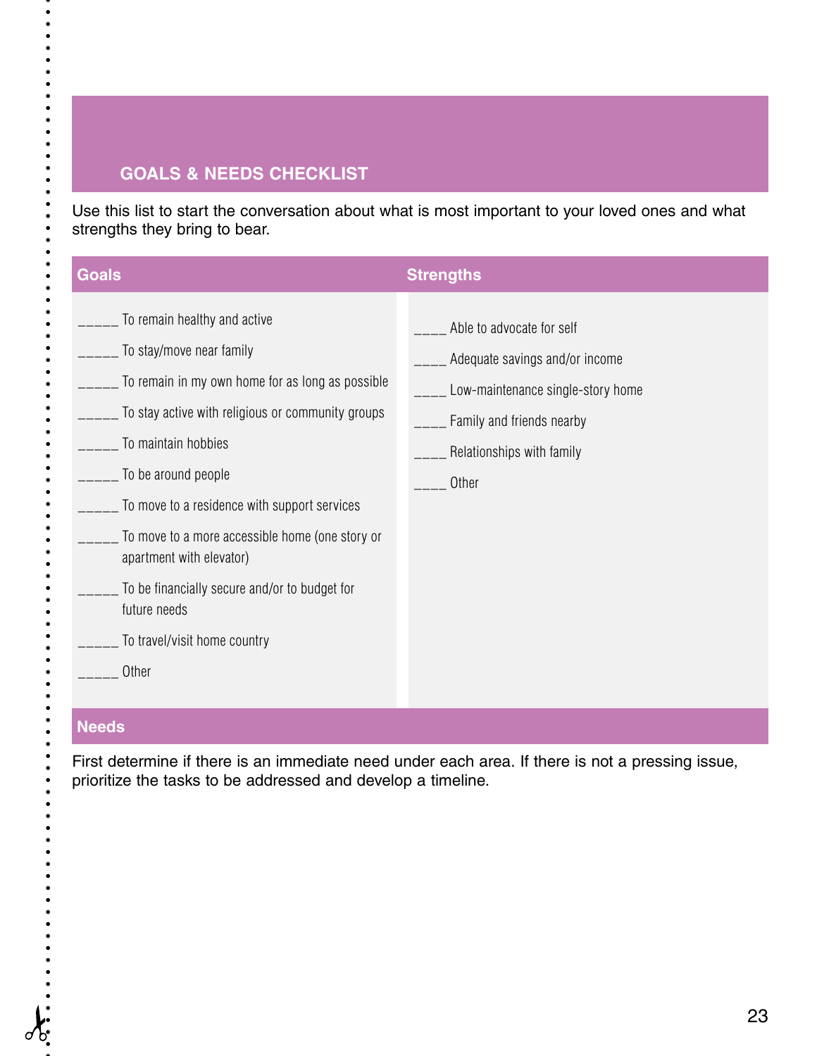## GOALS & NEEDS CHECKLIST

Use this list to start the conversation about what is most important to your loved ones and what strengths they bring to bear.

### Goals

_____ To remain healthy and active

_____ To stay/move near family

_____ To remain in my own home for as long as possible

_____ To stay active with religious or community groups

_____ To maintain hobbies

_____ To be around people

_____ To move to a residence with support services

_____ To move to a more accessible home (one story or apartment with elevator)

_____ To be financially secure and/or to budget for future needs

_____ To travel/visit home country

_____ Other

### Strengths

____ Able to advocate for self

____ Adequate savings and/or income

____ Low-maintenance single-story home

____ Family and friends nearby

____ Relationships with family

____ Other

### Needs

First determine if there is an immediate need under each area. If there is not a pressing issue, prioritize the tasks to be addressed and develop a timeline.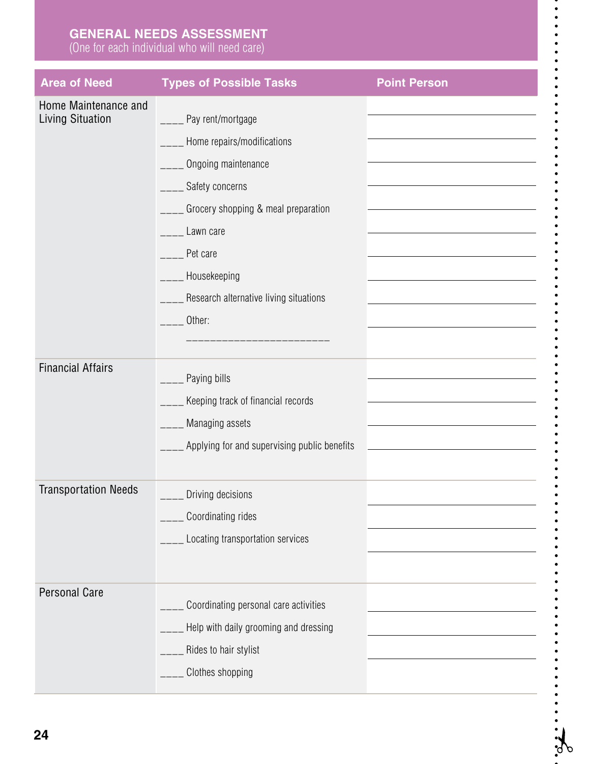## GENERAL NEEDS ASSESSMENT

(One for each individual who will need care)

| Area of Need | Types of Possible Tasks | Point Person |
|---|---|---|
| Home Maintenance and Living Situation | ____ Pay rent/mortgage | |
| | ____ Home repairs/modifications | |
| | ____ Ongoing maintenance | |
| | ____ Safety concerns | |
| | ____ Grocery shopping & meal preparation | |
| | ____ Lawn care | |
| | ____ Pet care | |
| | ____ Housekeeping | |
| | ____ Research alternative living situations | |
| | ____ Other: ________________________ | |
| Financial Affairs | ____ Paying bills | |
| | ____ Keeping track of financial records | |
| | ____ Managing assets | |
| | ____ Applying for and supervising public benefits | |
| Transportation Needs | ____ Driving decisions | |
| | ____ Coordinating rides | |
| | ____ Locating transportation services | |
| Personal Care | ____ Coordinating personal care activities | |
| | ____ Help with daily grooming and dressing | |
| | ____ Rides to hair stylist | |
| | ____ Clothes shopping | |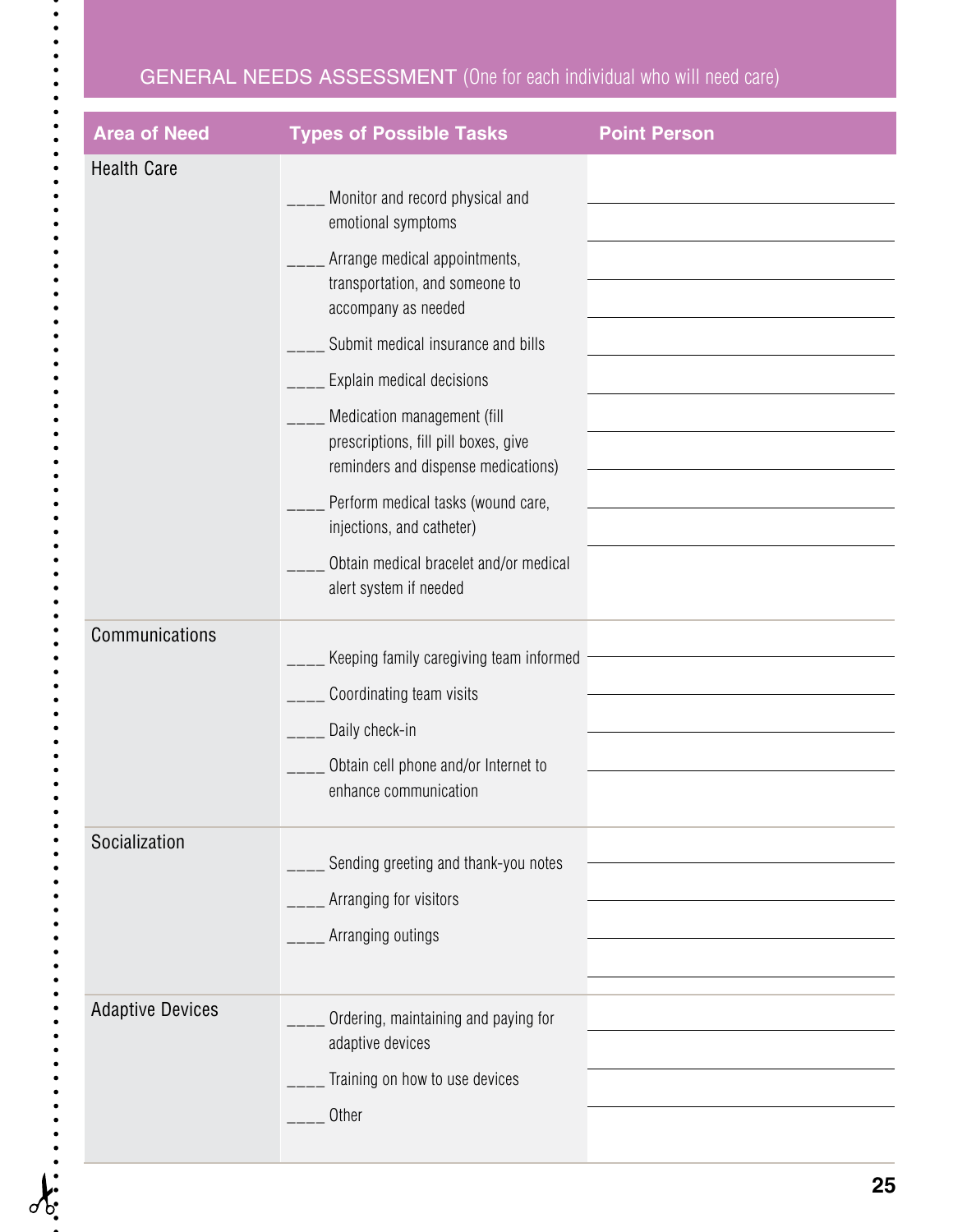## GENERAL NEEDS ASSESSMENT (One for each individual who will need care)

| Area of Need | Types of Possible Tasks | Point Person |
|---|---|---|
| Health Care | ____ Monitor and record physical and emotional symptoms | |
| | ____ Arrange medical appointments, transportation, and someone to accompany as needed | |
| | ____ Submit medical insurance and bills | |
| | ____ Explain medical decisions | |
| | ____ Medication management (fill prescriptions, fill pill boxes, give reminders and dispense medications) | |
| | ____ Perform medical tasks (wound care, injections, and catheter) | |
| | ____ Obtain medical bracelet and/or medical alert system if needed | |
| Communications | ____ Keeping family caregiving team informed | |
| | ____ Coordinating team visits | |
| | ____ Daily check-in | |
| | ____ Obtain cell phone and/or Internet to enhance communication | |
| Socialization | ____ Sending greeting and thank-you notes | |
| | ____ Arranging for visitors | |
| | ____ Arranging outings | |
| Adaptive Devices | ____ Ordering, maintaining and paying for adaptive devices | |
| | ____ Training on how to use devices | |
| | ____ Other | |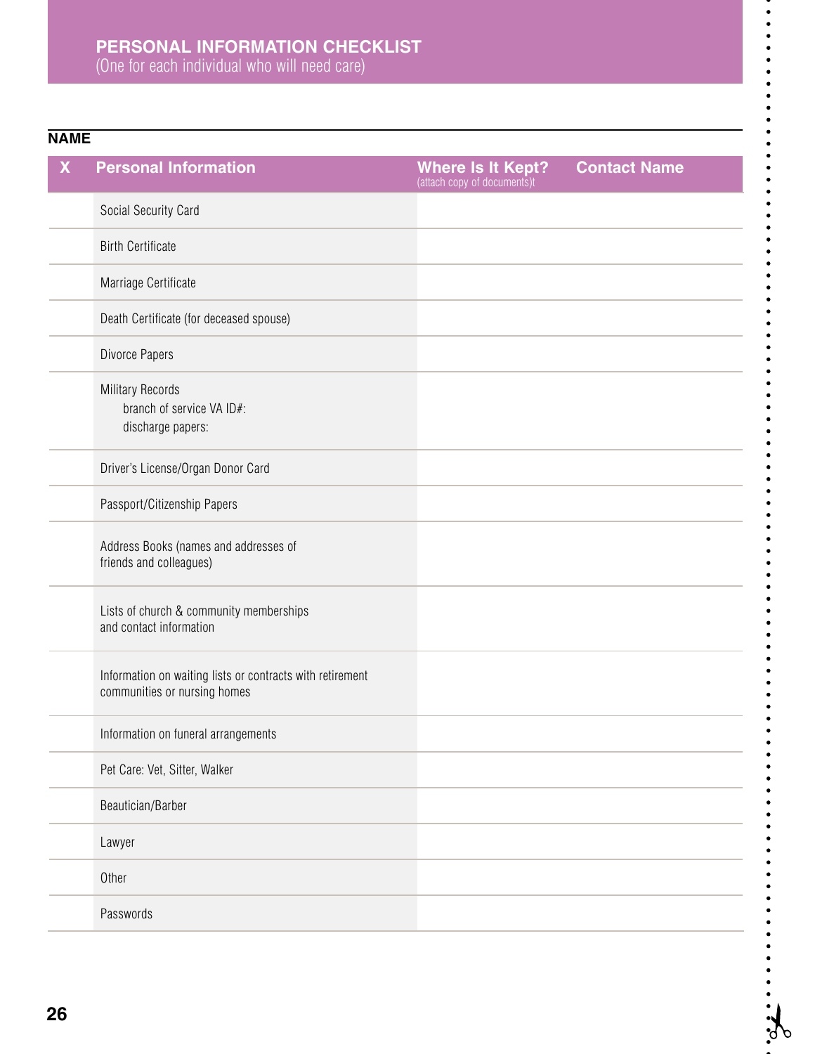# PERSONAL INFORMATION CHECKLIST

(One for each individual who will need care)

**NAME**

| X | Personal Information | Where Is It Kept? (attach copy of documents)t | Contact Name |
|---|---|---|---|
| | Social Security Card | | |
| | Birth Certificate | | |
| | Marriage Certificate | | |
| | Death Certificate (for deceased spouse) | | |
| | Divorce Papers | | |
| | Military Records<br>branch of service VA ID#:<br>discharge papers: | | |
| | Driver's License/Organ Donor Card | | |
| | Passport/Citizenship Papers | | |
| | Address Books (names and addresses of friends and colleagues) | | |
| | Lists of church & community memberships and contact information | | |
| | Information on waiting lists or contracts with retirement communities or nursing homes | | |
| | Information on funeral arrangements | | |
| | Pet Care: Vet, Sitter, Walker | | |
| | Beautician/Barber | | |
| | Lawyer | | |
| | Other | | |
| | Passwords | | |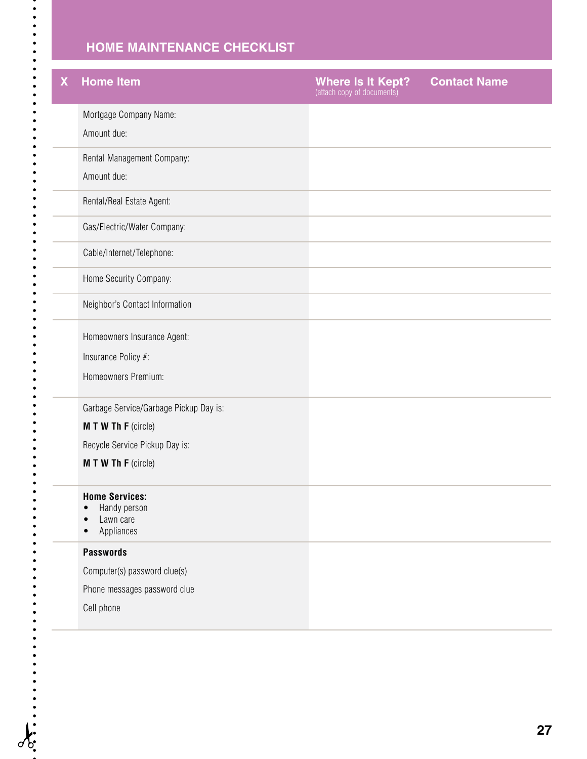## HOME MAINTENANCE CHECKLIST

| X | Home Item | Where Is It Kept? (attach copy of documents) | Contact Name |
|---|---|---|---|
| | Mortgage Company Name:<br>Amount due: | | |
| | Rental Management Company:<br>Amount due: | | |
| | Rental/Real Estate Agent: | | |
| | Gas/Electric/Water Company: | | |
| | Cable/Internet/Telephone: | | |
| | Home Security Company: | | |
| | Neighbor's Contact Information | | |
| | Homeowners Insurance Agent:<br>Insurance Policy #:<br>Homeowners Premium: | | |
| | Garbage Service/Garbage Pickup Day is:<br>**M T W Th F** (circle)<br>Recycle Service Pickup Day is:<br>**M T W Th F** (circle) | | |
| | **Home Services:**<br>• Handy person<br>• Lawn care<br>• Appliances | | |
| | **Passwords**<br>Computer(s) password clue(s)<br>Phone messages password clue<br>Cell phone | | |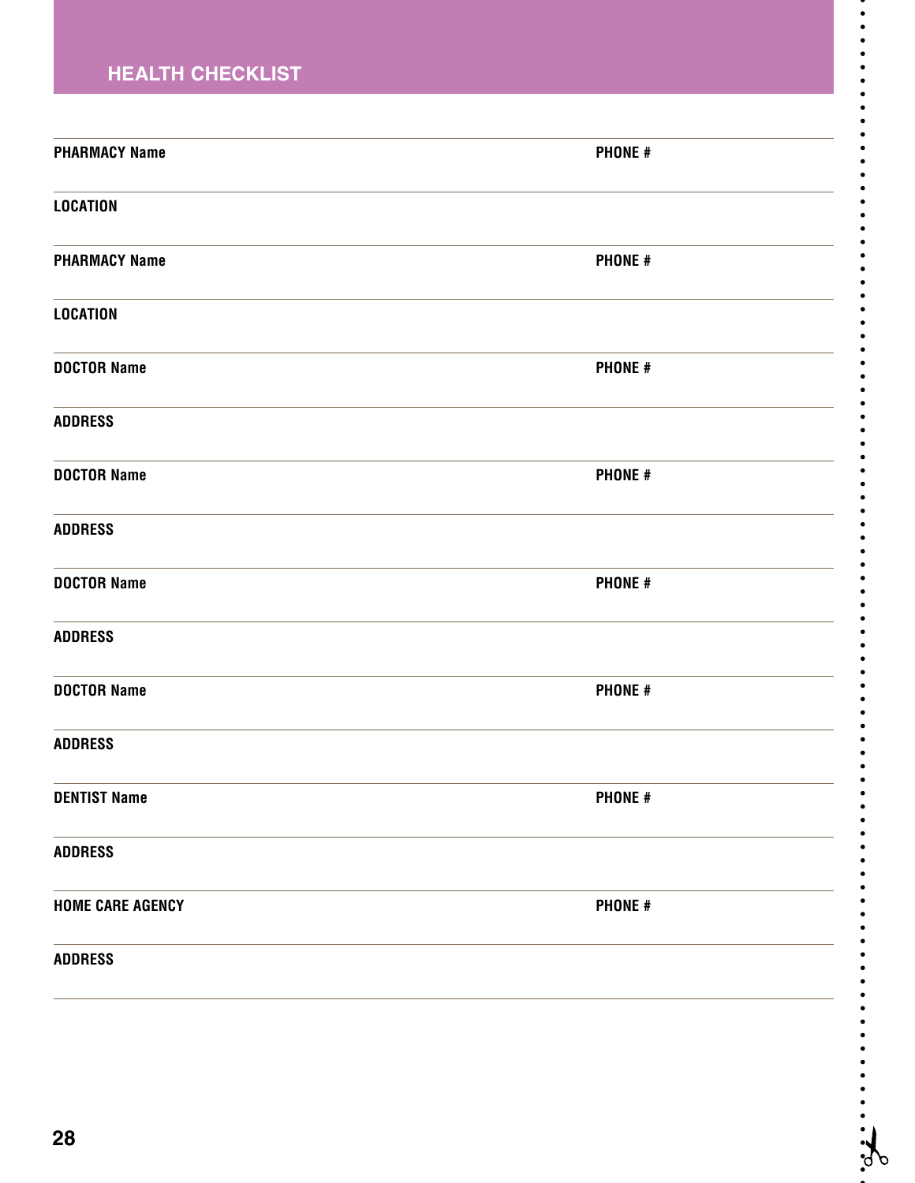## HEALTH CHECKLIST

**PHARMACY Name** **PHONE #**

**LOCATION**

**PHARMACY Name** **PHONE #**

**LOCATION**

**DOCTOR Name** **PHONE #**

**ADDRESS**

**DOCTOR Name** **PHONE #**

**ADDRESS**

**DOCTOR Name** **PHONE #**

**ADDRESS**

**DOCTOR Name** **PHONE #**

**ADDRESS**

**DENTIST Name** **PHONE #**

**ADDRESS**

**HOME CARE AGENCY** **PHONE #**

**ADDRESS**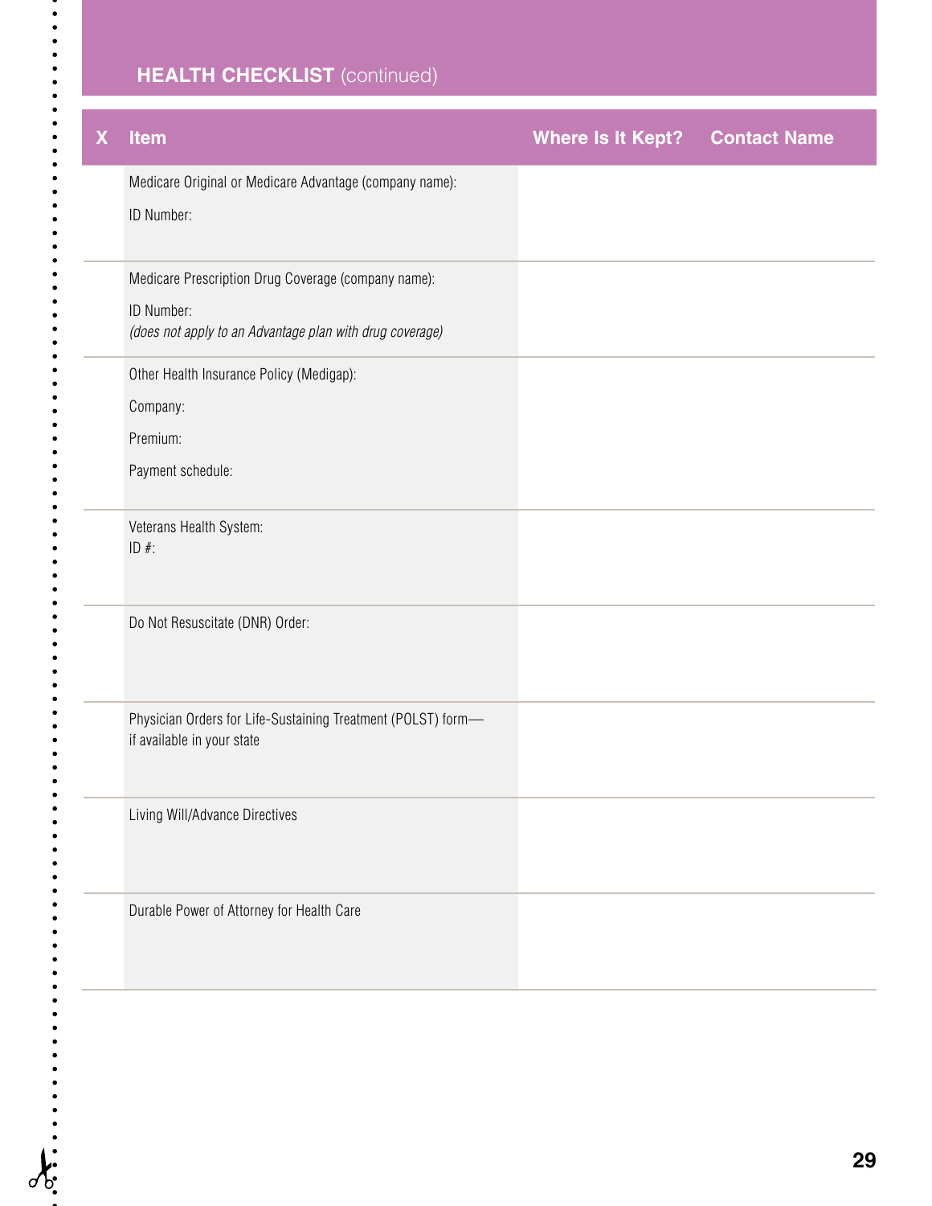## HEALTH CHECKLIST (continued)

| X | Item | Where Is It Kept? | Contact Name |
|---|---|---|---|
| | Medicare Original or Medicare Advantage (company name):<br>ID Number: | | |
| | Medicare Prescription Drug Coverage (company name):<br>ID Number:<br>*(does not apply to an Advantage plan with drug coverage)* | | |
| | Other Health Insurance Policy (Medigap):<br>Company:<br>Premium:<br>Payment schedule: | | |
| | Veterans Health System:<br>ID #: | | |
| | Do Not Resuscitate (DNR) Order: | | |
| | Physician Orders for Life-Sustaining Treatment (POLST) form—if available in your state | | |
| | Living Will/Advance Directives | | |
| | Durable Power of Attorney for Health Care | | |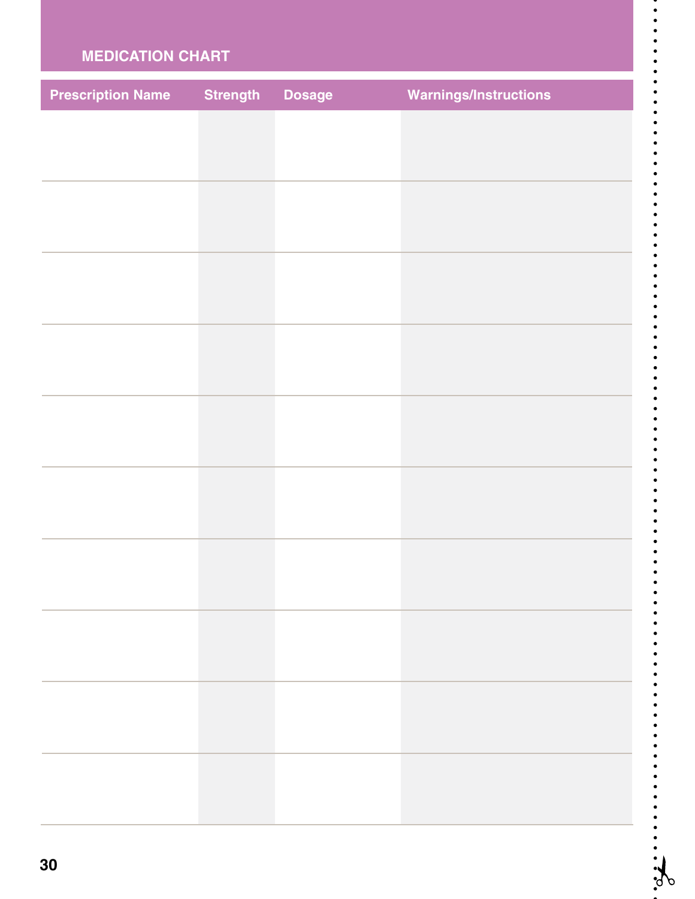## MEDICATION CHART

| Prescription Name | Strength | Dosage | Warnings/Instructions |
|---|---|---|---|
| | | | |
| | | | |
| | | | |
| | | | |
| | | | |
| | | | |
| | | | |
| | | | |
| | | | |
| | | | |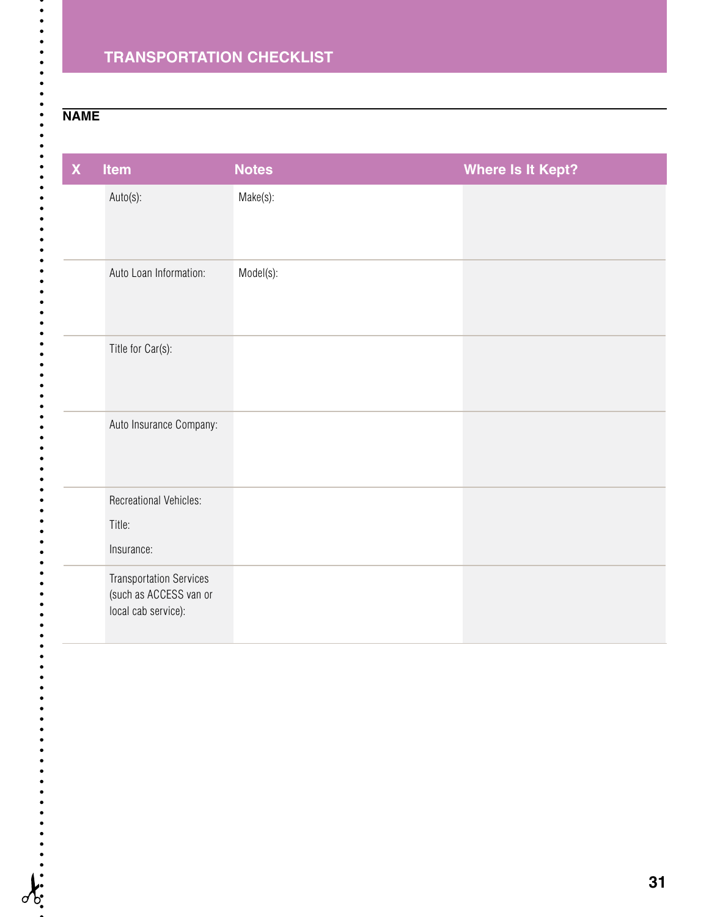## TRANSPORTATION CHECKLIST

**NAME**

| X | Item | Notes | Where Is It Kept? |
|---|---|---|---|
| | Auto(s): | Make(s): | |
| | Auto Loan Information: | Model(s): | |
| | Title for Car(s): | | |
| | Auto Insurance Company: | | |
| | Recreational Vehicles:<br>Title:<br>Insurance: | | |
| | Transportation Services (such as ACCESS van or local cab service): | | |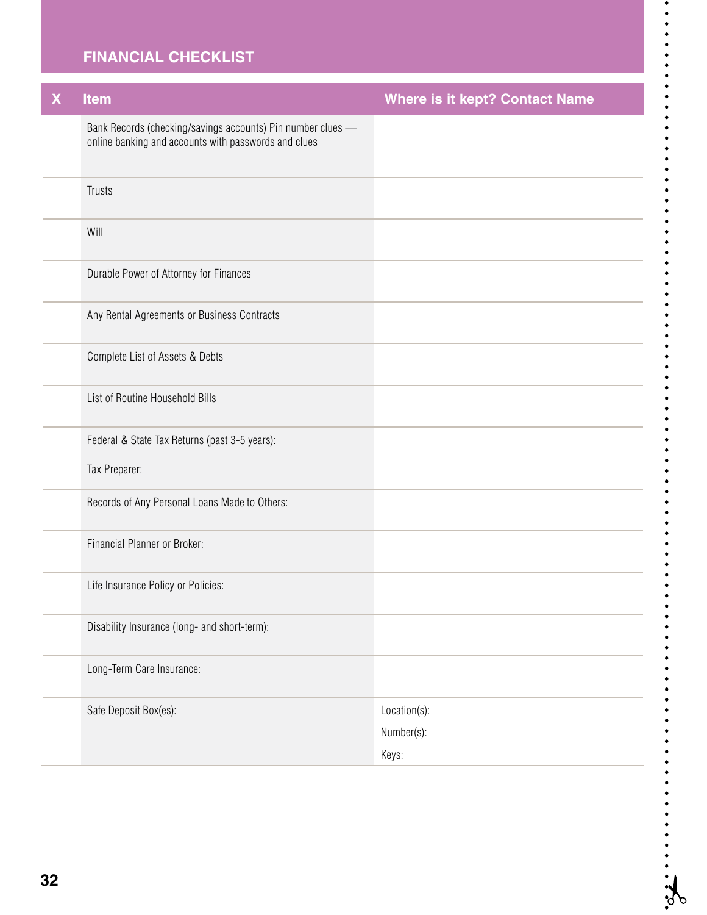## FINANCIAL CHECKLIST

| X | Item | Where is it kept? Contact Name |
|---|---|---|
| | Bank Records (checking/savings accounts) Pin number clues — online banking and accounts with passwords and clues | |
| | Trusts | |
| | Will | |
| | Durable Power of Attorney for Finances | |
| | Any Rental Agreements or Business Contracts | |
| | Complete List of Assets & Debts | |
| | List of Routine Household Bills | |
| | Federal & State Tax Returns (past 3-5 years):<br><br>Tax Preparer: | |
| | Records of Any Personal Loans Made to Others: | |
| | Financial Planner or Broker: | |
| | Life Insurance Policy or Policies: | |
| | Disability Insurance (long- and short-term): | |
| | Long-Term Care Insurance: | |
| | Safe Deposit Box(es): | Location(s):<br>Number(s):<br>Keys: |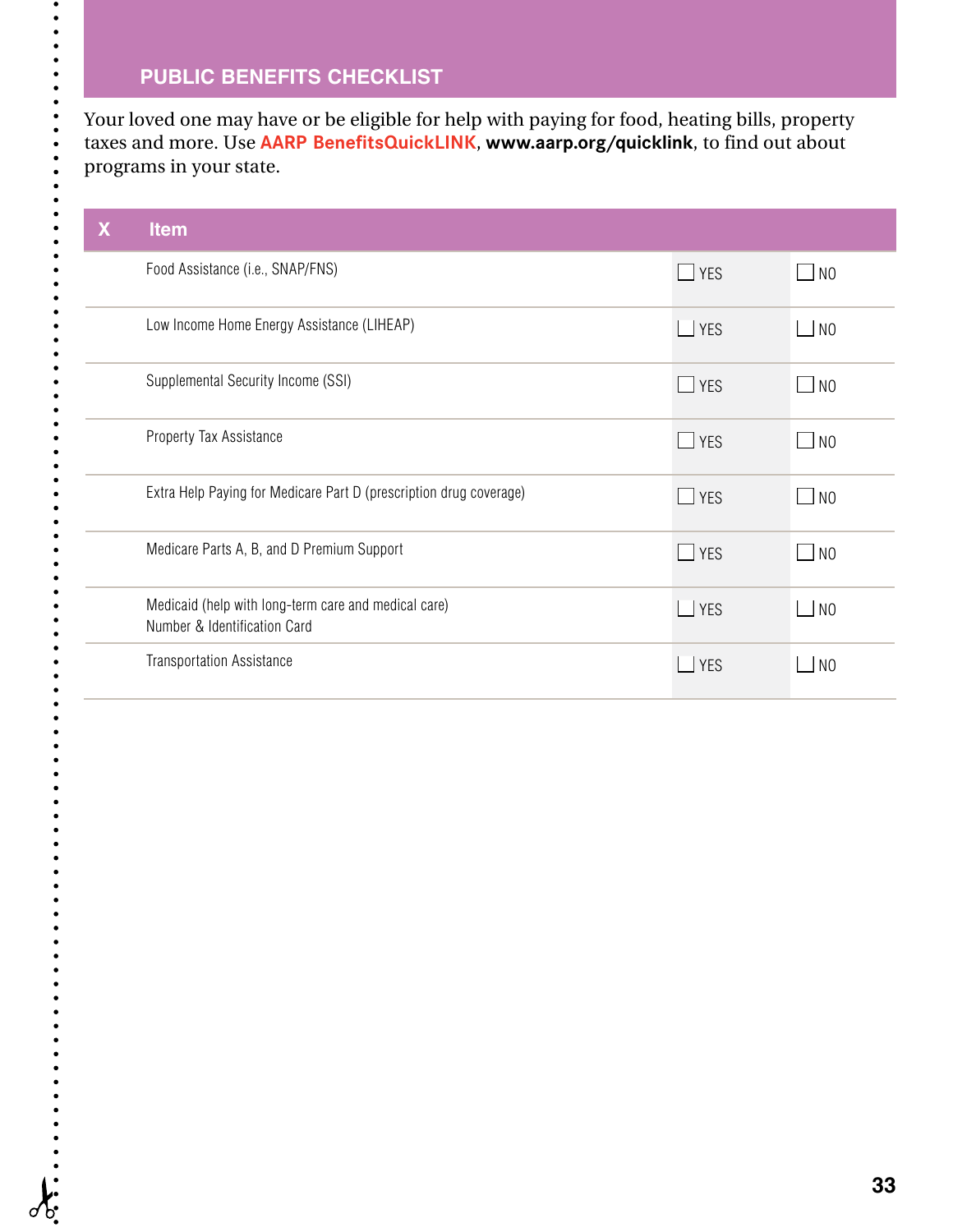## PUBLIC BENEFITS CHECKLIST

Your loved one may have or be eligible for help with paying for food, heating bills, property taxes and more. Use **AARP BenefitsQuickLINK**, **www.aarp.org/quicklink**, to find out about programs in your state.

| X | Item | | |
|---|---|---|---|
| | Food Assistance (i.e., SNAP/FNS) | ☐ YES | ☐ NO |
| | Low Income Home Energy Assistance (LIHEAP) | ☐ YES | ☐ NO |
| | Supplemental Security Income (SSI) | ☐ YES | ☐ NO |
| | Property Tax Assistance | ☐ YES | ☐ NO |
| | Extra Help Paying for Medicare Part D (prescription drug coverage) | ☐ YES | ☐ NO |
| | Medicare Parts A, B, and D Premium Support | ☐ YES | ☐ NO |
| | Medicaid (help with long-term care and medical care) Number & Identification Card | ☐ YES | ☐ NO |
| | Transportation Assistance | ☐ YES | ☐ NO |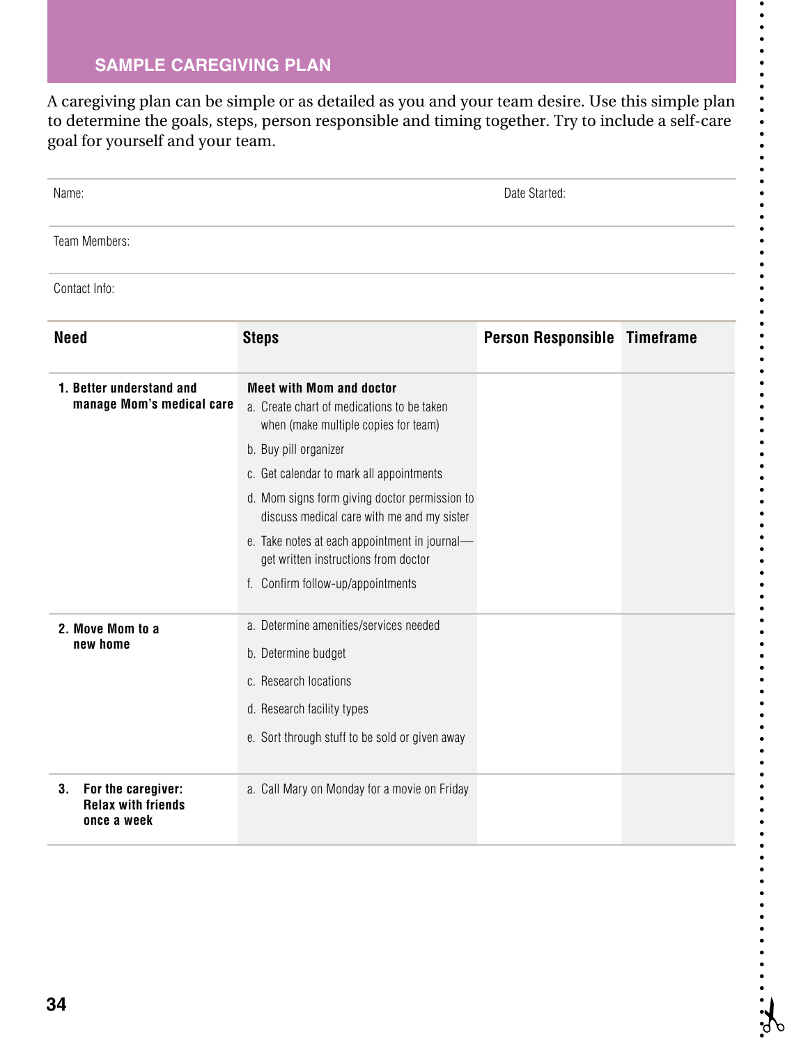## SAMPLE CAREGIVING PLAN

A caregiving plan can be simple or as detailed as you and your team desire. Use this simple plan to determine the goals, steps, person responsible and timing together. Try to include a self-care goal for yourself and your team.

Name: Date Started:

Team Members:

Contact Info:

| Need | Steps | Person Responsible | Timeframe |
|---|---|---|---|
| **1. Better understand and manage Mom's medical care** | **Meet with Mom and doctor**<br>a. Create chart of medications to be taken when (make multiple copies for team)<br>b. Buy pill organizer<br>c. Get calendar to mark all appointments<br>d. Mom signs form giving doctor permission to discuss medical care with me and my sister<br>e. Take notes at each appointment in journal—get written instructions from doctor<br>f. Confirm follow-up/appointments | | |
| **2. Move Mom to a new home** | a. Determine amenities/services needed<br>b. Determine budget<br>c. Research locations<br>d. Research facility types<br>e. Sort through stuff to be sold or given away | | |
| **3. For the caregiver: Relax with friends once a week** | a. Call Mary on Monday for a movie on Friday | | |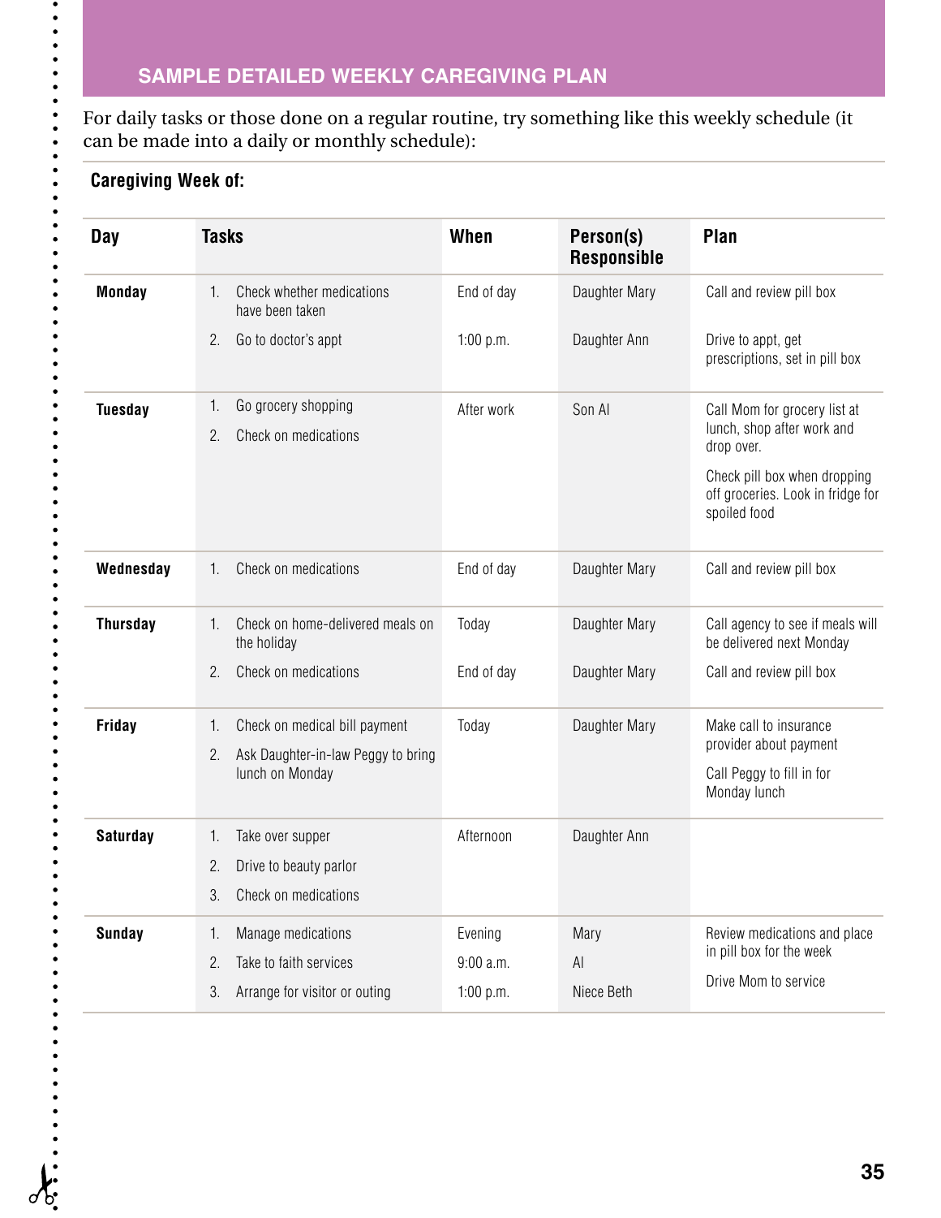## SAMPLE DETAILED WEEKLY CAREGIVING PLAN

For daily tasks or those done on a regular routine, try something like this weekly schedule (it can be made into a daily or monthly schedule):

**Caregiving Week of:**

| Day | Tasks | When | Person(s) Responsible | Plan |
|---|---|---|---|---|
| **Monday** | 1. Check whether medications have been taken | End of day | Daughter Mary | Call and review pill box |
| | 2. Go to doctor's appt | 1:00 p.m. | Daughter Ann | Drive to appt, get prescriptions, set in pill box |
| **Tuesday** | 1. Go grocery shopping<br>2. Check on medications | After work | Son Al | Call Mom for grocery list at lunch, shop after work and drop over.<br>Check pill box when dropping off groceries. Look in fridge for spoiled food |
| **Wednesday** | 1. Check on medications | End of day | Daughter Mary | Call and review pill box |
| **Thursday** | 1. Check on home-delivered meals on the holiday | Today | Daughter Mary | Call agency to see if meals will be delivered next Monday |
| | 2. Check on medications | End of day | Daughter Mary | Call and review pill box |
| **Friday** | 1. Check on medical bill payment<br>2. Ask Daughter-in-law Peggy to bring lunch on Monday | Today | Daughter Mary | Make call to insurance provider about payment<br>Call Peggy to fill in for Monday lunch |
| **Saturday** | 1. Take over supper<br>2. Drive to beauty parlor<br>3. Check on medications | Afternoon | Daughter Ann | |
| **Sunday** | 1. Manage medications<br>2. Take to faith services<br>3. Arrange for visitor or outing | Evening<br>9:00 a.m.<br>1:00 p.m. | Mary<br>Al<br>Niece Beth | Review medications and place in pill box for the week<br>Drive Mom to service |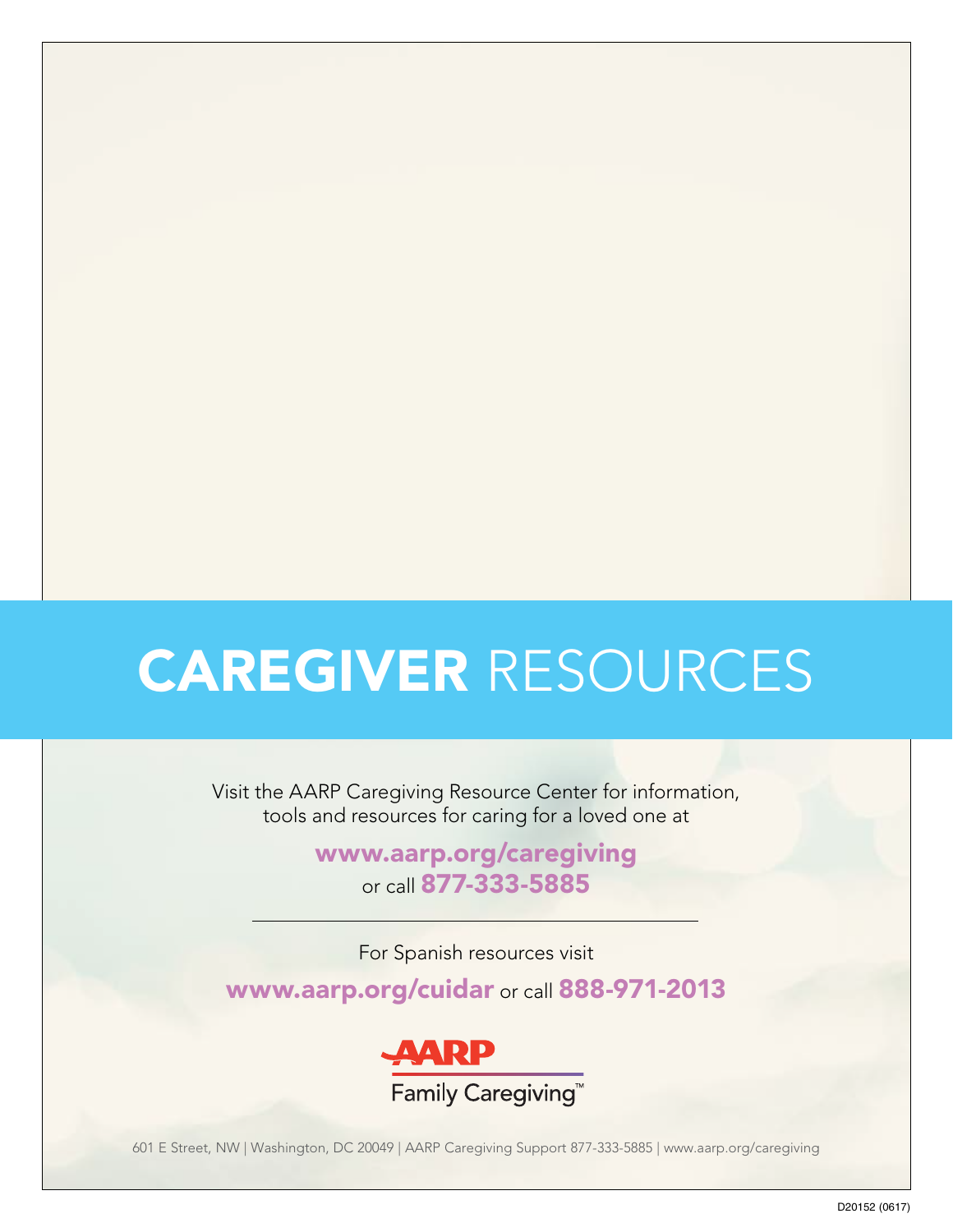# CAREGIVER RESOURCES

Visit the AARP Caregiving Resource Center for information, tools and resources for caring for a loved one at

**www.aarp.org/caregiving**
or call **877-333-5885**

For Spanish resources visit
**www.aarp.org/cuidar** or call **888-971-2013**

AARP
Family Caregiving™

601 E Street, NW | Washington, DC 20049 | AARP Caregiving Support 877-333-5885 | www.aarp.org/caregiving

D20152 (0617)